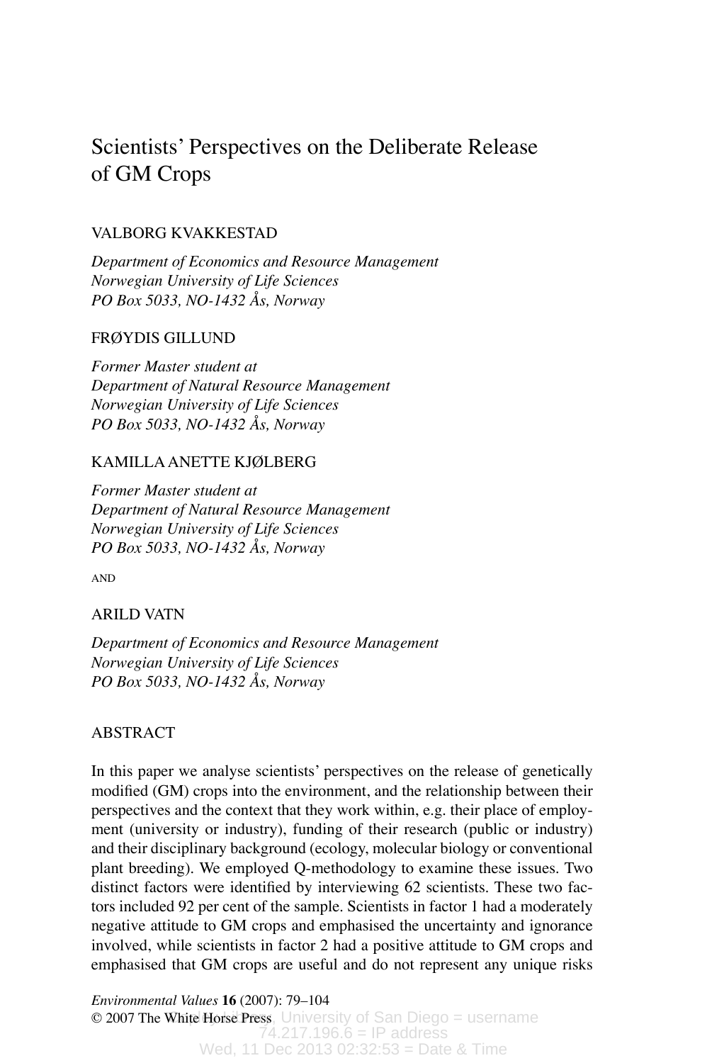# Scientists' Perspectives on the Deliberate Release of GM Crops

VALBORG KVAKKESTAD

*Department of Economics and Resource Management*
*Norwegian University of Life Sciences*
*PO Box 5033, NO-1432 Ås, Norway*

FRØYDIS GILLUND

*Former Master student at*
*Department of Natural Resource Management*
*Norwegian University of Life Sciences*
*PO Box 5033, NO-1432 Ås, Norway*

KAMILLA ANETTE KJØLBERG

*Former Master student at*
*Department of Natural Resource Management*
*Norwegian University of Life Sciences*
*PO Box 5033, NO-1432 Ås, Norway*

AND

ARILD VATN

*Department of Economics and Resource Management*
*Norwegian University of Life Sciences*
*PO Box 5033, NO-1432 Ås, Norway*

## ABSTRACT

In this paper we analyse scientists' perspectives on the release of genetically modified (GM) crops into the environment, and the relationship between their perspectives and the context that they work within, e.g. their place of employment (university or industry), funding of their research (public or industry) and their disciplinary background (ecology, molecular biology or conventional plant breeding). We employed Q-methodology to examine these issues. Two distinct factors were identified by interviewing 62 scientists. These two factors included 92 per cent of the sample. Scientists in factor 1 had a moderately negative attitude to GM crops and emphasised the uncertainty and ignorance involved, while scientists in factor 2 had a positive attitude to GM crops and emphasised that GM crops are useful and do not represent any unique risks

*Environmental Values* **16** (2007): 79–104
© 2007 The White Horse Press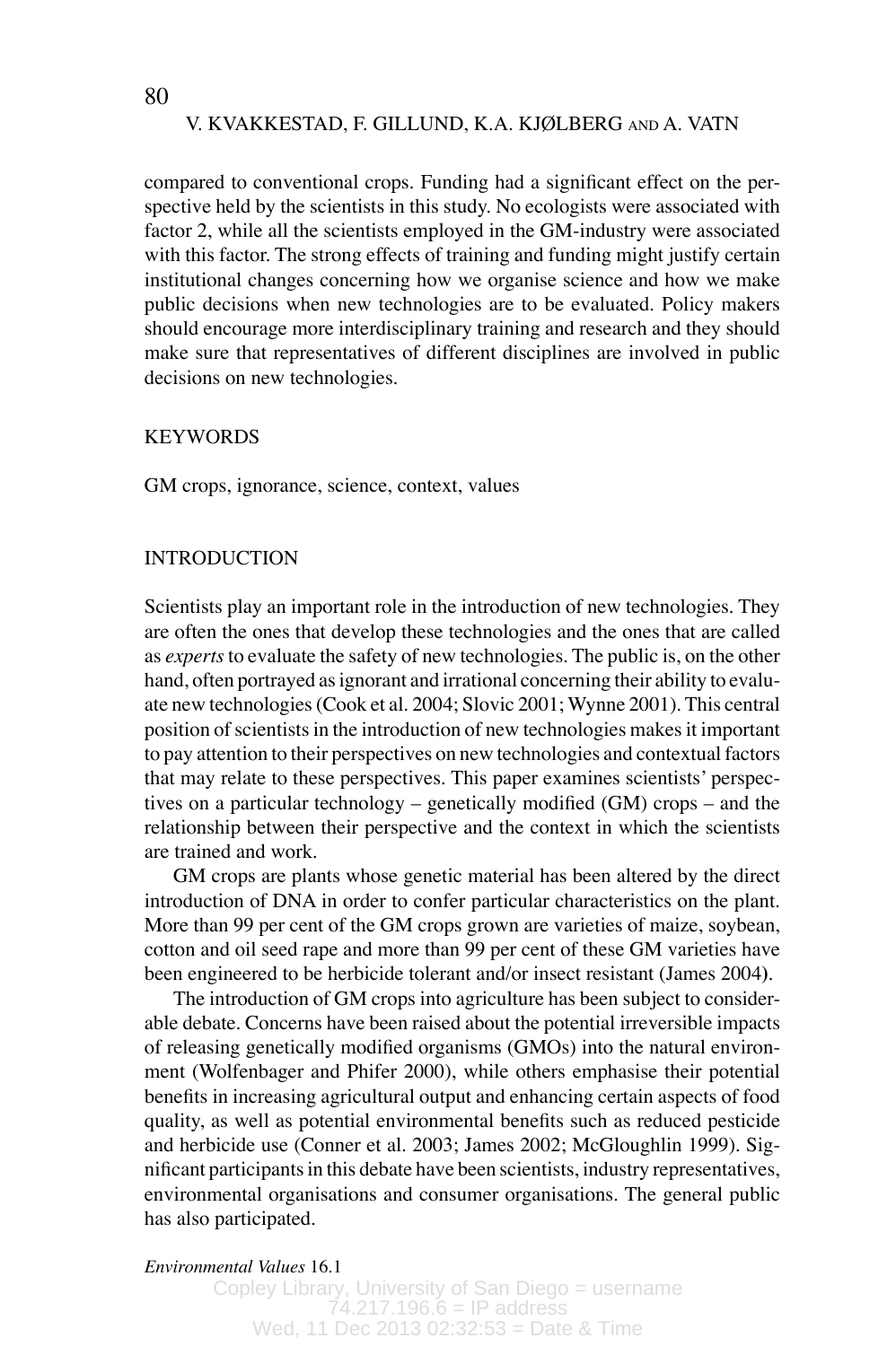compared to conventional crops. Funding had a significant effect on the perspective held by the scientists in this study. No ecologists were associated with factor 2, while all the scientists employed in the GM-industry were associated with this factor. The strong effects of training and funding might justify certain institutional changes concerning how we organise science and how we make public decisions when new technologies are to be evaluated. Policy makers should encourage more interdisciplinary training and research and they should make sure that representatives of different disciplines are involved in public decisions on new technologies.

## KEYWORDS

GM crops, ignorance, science, context, values

## INTRODUCTION

Scientists play an important role in the introduction of new technologies. They are often the ones that develop these technologies and the ones that are called as *experts* to evaluate the safety of new technologies. The public is, on the other hand, often portrayed as ignorant and irrational concerning their ability to evaluate new technologies (Cook et al. 2004; Slovic 2001; Wynne 2001). This central position of scientists in the introduction of new technologies makes it important to pay attention to their perspectives on new technologies and contextual factors that may relate to these perspectives. This paper examines scientists' perspectives on a particular technology – genetically modified (GM) crops – and the relationship between their perspective and the context in which the scientists are trained and work.

GM crops are plants whose genetic material has been altered by the direct introduction of DNA in order to confer particular characteristics on the plant. More than 99 per cent of the GM crops grown are varieties of maize, soybean, cotton and oil seed rape and more than 99 per cent of these GM varieties have been engineered to be herbicide tolerant and/or insect resistant (James 2004).

The introduction of GM crops into agriculture has been subject to considerable debate. Concerns have been raised about the potential irreversible impacts of releasing genetically modified organisms (GMOs) into the natural environment (Wolfenbager and Phifer 2000), while others emphasise their potential benefits in increasing agricultural output and enhancing certain aspects of food quality, as well as potential environmental benefits such as reduced pesticide and herbicide use (Conner et al. 2003; James 2002; McGloughlin 1999). Significant participants in this debate have been scientists, industry representatives, environmental organisations and consumer organisations. The general public has also participated.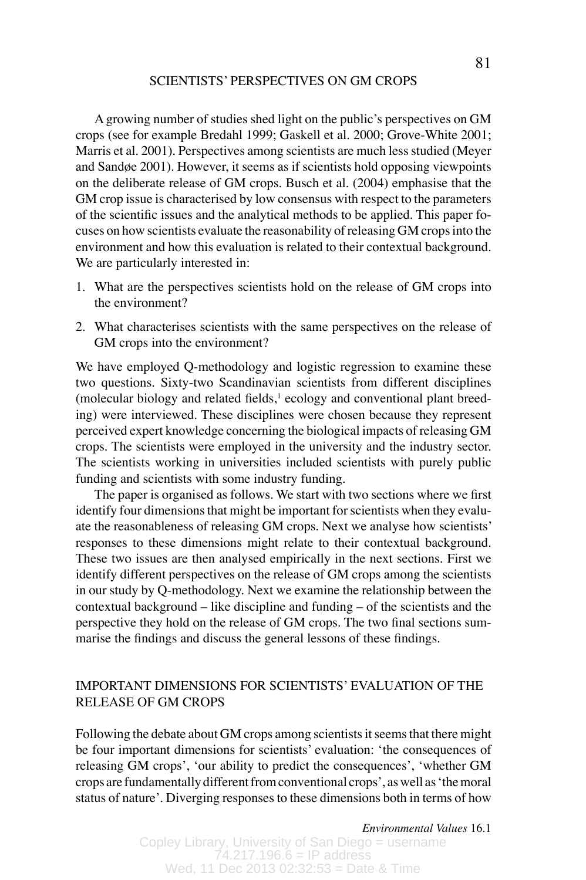A growing number of studies shed light on the public's perspectives on GM crops (see for example Bredahl 1999; Gaskell et al. 2000; Grove-White 2001; Marris et al. 2001). Perspectives among scientists are much less studied (Meyer and Sandøe 2001). However, it seems as if scientists hold opposing viewpoints on the deliberate release of GM crops. Busch et al. (2004) emphasise that the GM crop issue is characterised by low consensus with respect to the parameters of the scientific issues and the analytical methods to be applied. This paper focuses on how scientists evaluate the reasonability of releasing GM crops into the environment and how this evaluation is related to their contextual background. We are particularly interested in:

1. What are the perspectives scientists hold on the release of GM crops into the environment?
2. What characterises scientists with the same perspectives on the release of GM crops into the environment?

We have employed Q-methodology and logistic regression to examine these two questions. Sixty-two Scandinavian scientists from different disciplines (molecular biology and related fields,[1] ecology and conventional plant breeding) were interviewed. These disciplines were chosen because they represent perceived expert knowledge concerning the biological impacts of releasing GM crops. The scientists were employed in the university and the industry sector. The scientists working in universities included scientists with purely public funding and scientists with some industry funding.

The paper is organised as follows. We start with two sections where we first identify four dimensions that might be important for scientists when they evaluate the reasonableness of releasing GM crops. Next we analyse how scientists' responses to these dimensions might relate to their contextual background. These two issues are then analysed empirically in the next sections. First we identify different perspectives on the release of GM crops among the scientists in our study by Q-methodology. Next we examine the relationship between the contextual background – like discipline and funding – of the scientists and the perspective they hold on the release of GM crops. The two final sections summarise the findings and discuss the general lessons of these findings.

## IMPORTANT DIMENSIONS FOR SCIENTISTS' EVALUATION OF THE RELEASE OF GM CROPS

Following the debate about GM crops among scientists it seems that there might be four important dimensions for scientists' evaluation: 'the consequences of releasing GM crops', 'our ability to predict the consequences', 'whether GM crops are fundamentally different from conventional crops', as well as 'the moral status of nature'. Diverging responses to these dimensions both in terms of how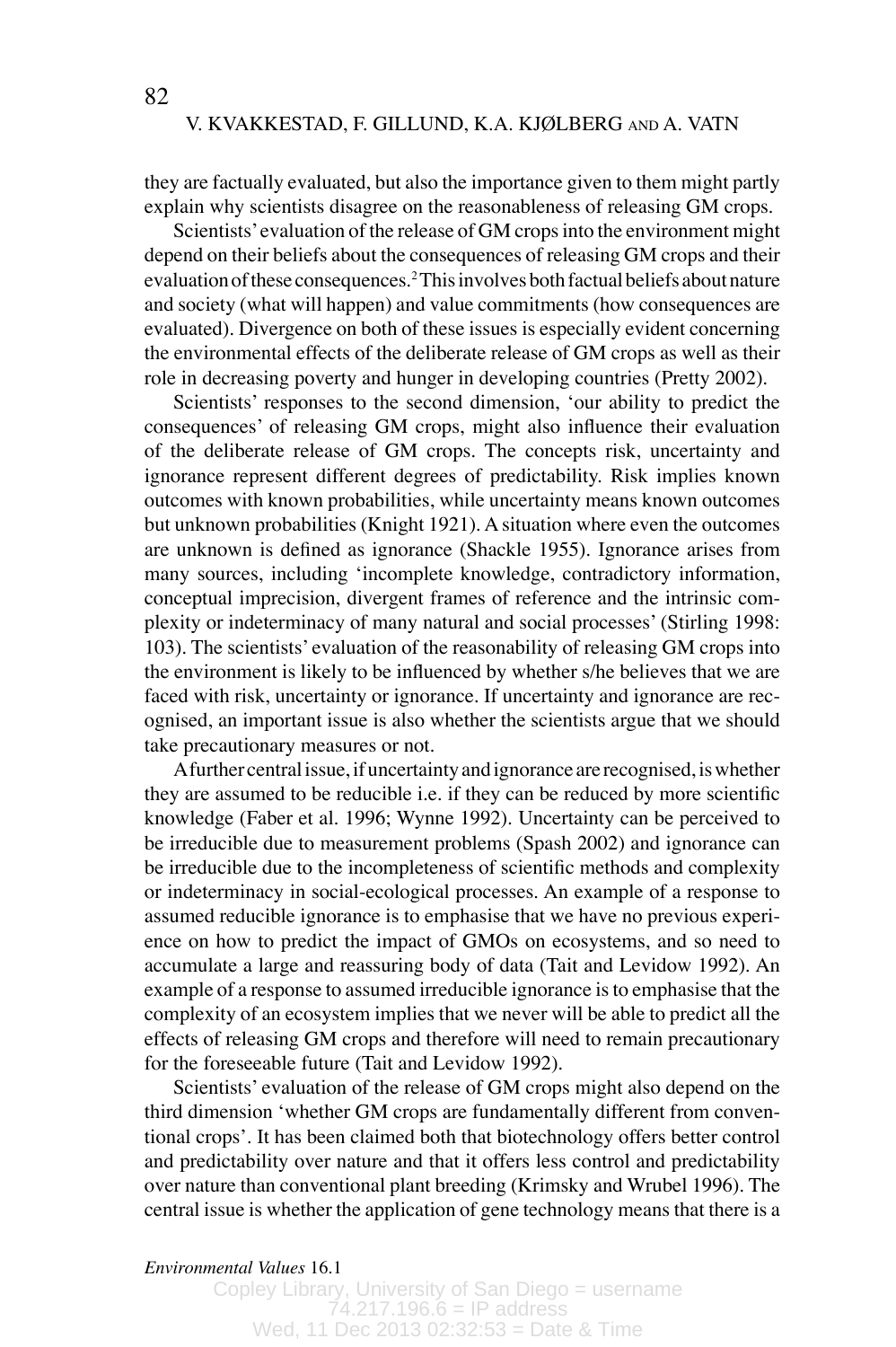they are factually evaluated, but also the importance given to them might partly explain why scientists disagree on the reasonableness of releasing GM crops.

Scientists' evaluation of the release of GM crops into the environment might depend on their beliefs about the consequences of releasing GM crops and their evaluation of these consequences.[2] This involves both factual beliefs about nature and society (what will happen) and value commitments (how consequences are evaluated). Divergence on both of these issues is especially evident concerning the environmental effects of the deliberate release of GM crops as well as their role in decreasing poverty and hunger in developing countries (Pretty 2002).

Scientists' responses to the second dimension, 'our ability to predict the consequences' of releasing GM crops, might also influence their evaluation of the deliberate release of GM crops. The concepts risk, uncertainty and ignorance represent different degrees of predictability. Risk implies known outcomes with known probabilities, while uncertainty means known outcomes but unknown probabilities (Knight 1921). A situation where even the outcomes are unknown is defined as ignorance (Shackle 1955). Ignorance arises from many sources, including 'incomplete knowledge, contradictory information, conceptual imprecision, divergent frames of reference and the intrinsic complexity or indeterminacy of many natural and social processes' (Stirling 1998: 103). The scientists' evaluation of the reasonability of releasing GM crops into the environment is likely to be influenced by whether s/he believes that we are faced with risk, uncertainty or ignorance. If uncertainty and ignorance are recognised, an important issue is also whether the scientists argue that we should take precautionary measures or not.

A further central issue, if uncertainty and ignorance are recognised, is whether they are assumed to be reducible i.e. if they can be reduced by more scientific knowledge (Faber et al. 1996; Wynne 1992). Uncertainty can be perceived to be irreducible due to measurement problems (Spash 2002) and ignorance can be irreducible due to the incompleteness of scientific methods and complexity or indeterminacy in social-ecological processes. An example of a response to assumed reducible ignorance is to emphasise that we have no previous experience on how to predict the impact of GMOs on ecosystems, and so need to accumulate a large and reassuring body of data (Tait and Levidow 1992). An example of a response to assumed irreducible ignorance is to emphasise that the complexity of an ecosystem implies that we never will be able to predict all the effects of releasing GM crops and therefore will need to remain precautionary for the foreseeable future (Tait and Levidow 1992).

Scientists' evaluation of the release of GM crops might also depend on the third dimension 'whether GM crops are fundamentally different from conventional crops'. It has been claimed both that biotechnology offers better control and predictability over nature and that it offers less control and predictability over nature than conventional plant breeding (Krimsky and Wrubel 1996). The central issue is whether the application of gene technology means that there is a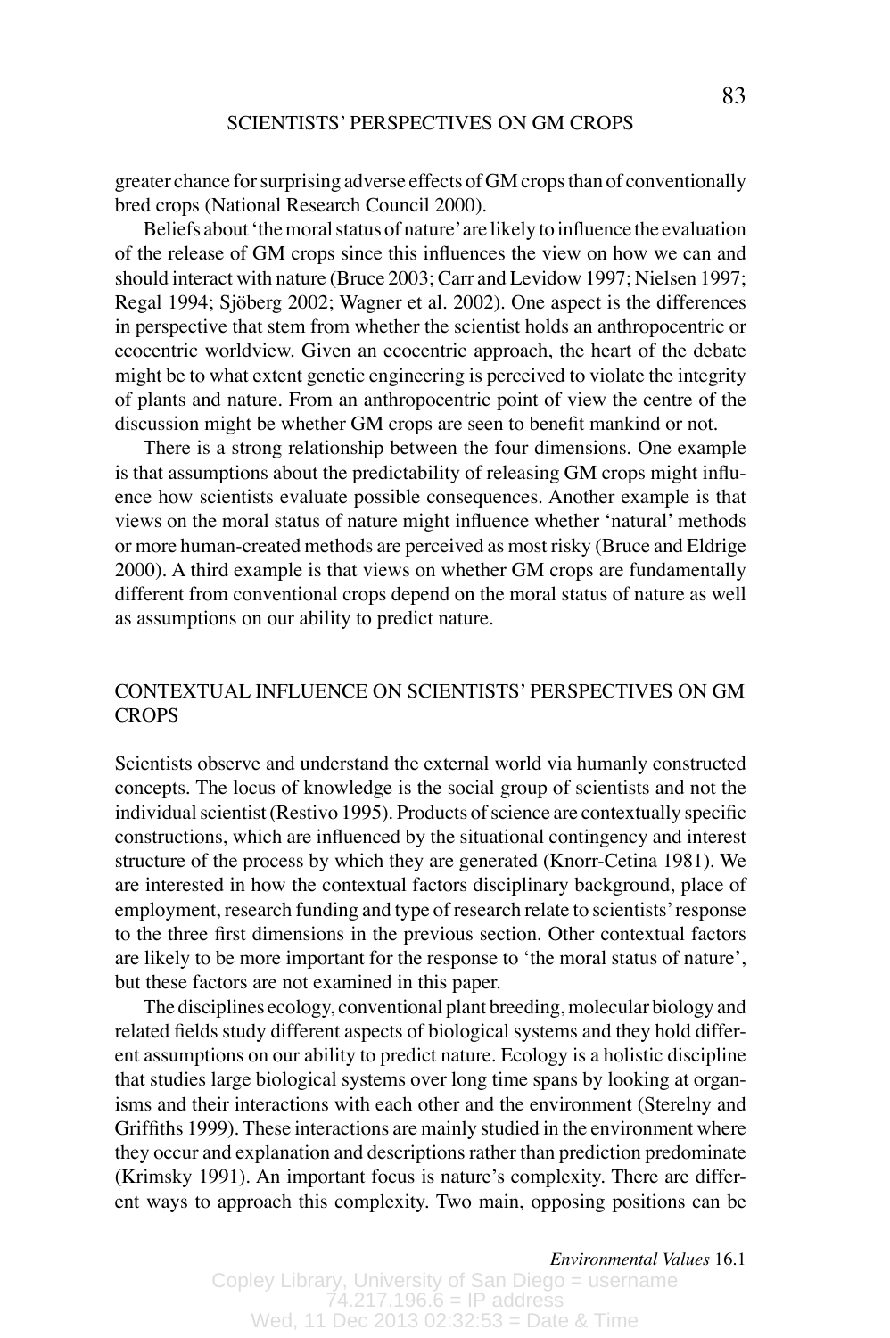greater chance for surprising adverse effects of GM crops than of conventionally bred crops (National Research Council 2000).

Beliefs about 'the moral status of nature' are likely to influence the evaluation of the release of GM crops since this influences the view on how we can and should interact with nature (Bruce 2003; Carr and Levidow 1997; Nielsen 1997; Regal 1994; Sjöberg 2002; Wagner et al. 2002). One aspect is the differences in perspective that stem from whether the scientist holds an anthropocentric or ecocentric worldview. Given an ecocentric approach, the heart of the debate might be to what extent genetic engineering is perceived to violate the integrity of plants and nature. From an anthropocentric point of view the centre of the discussion might be whether GM crops are seen to benefit mankind or not.

There is a strong relationship between the four dimensions. One example is that assumptions about the predictability of releasing GM crops might influence how scientists evaluate possible consequences. Another example is that views on the moral status of nature might influence whether 'natural' methods or more human-created methods are perceived as most risky (Bruce and Eldrige 2000). A third example is that views on whether GM crops are fundamentally different from conventional crops depend on the moral status of nature as well as assumptions on our ability to predict nature.

## CONTEXTUAL INFLUENCE ON SCIENTISTS' PERSPECTIVES ON GM CROPS

Scientists observe and understand the external world via humanly constructed concepts. The locus of knowledge is the social group of scientists and not the individual scientist (Restivo 1995). Products of science are contextually specific constructions, which are influenced by the situational contingency and interest structure of the process by which they are generated (Knorr-Cetina 1981). We are interested in how the contextual factors disciplinary background, place of employment, research funding and type of research relate to scientists' response to the three first dimensions in the previous section. Other contextual factors are likely to be more important for the response to 'the moral status of nature', but these factors are not examined in this paper.

The disciplines ecology, conventional plant breeding, molecular biology and related fields study different aspects of biological systems and they hold different assumptions on our ability to predict nature. Ecology is a holistic discipline that studies large biological systems over long time spans by looking at organisms and their interactions with each other and the environment (Sterelny and Griffiths 1999). These interactions are mainly studied in the environment where they occur and explanation and descriptions rather than prediction predominate (Krimsky 1991). An important focus is nature's complexity. There are different ways to approach this complexity. Two main, opposing positions can be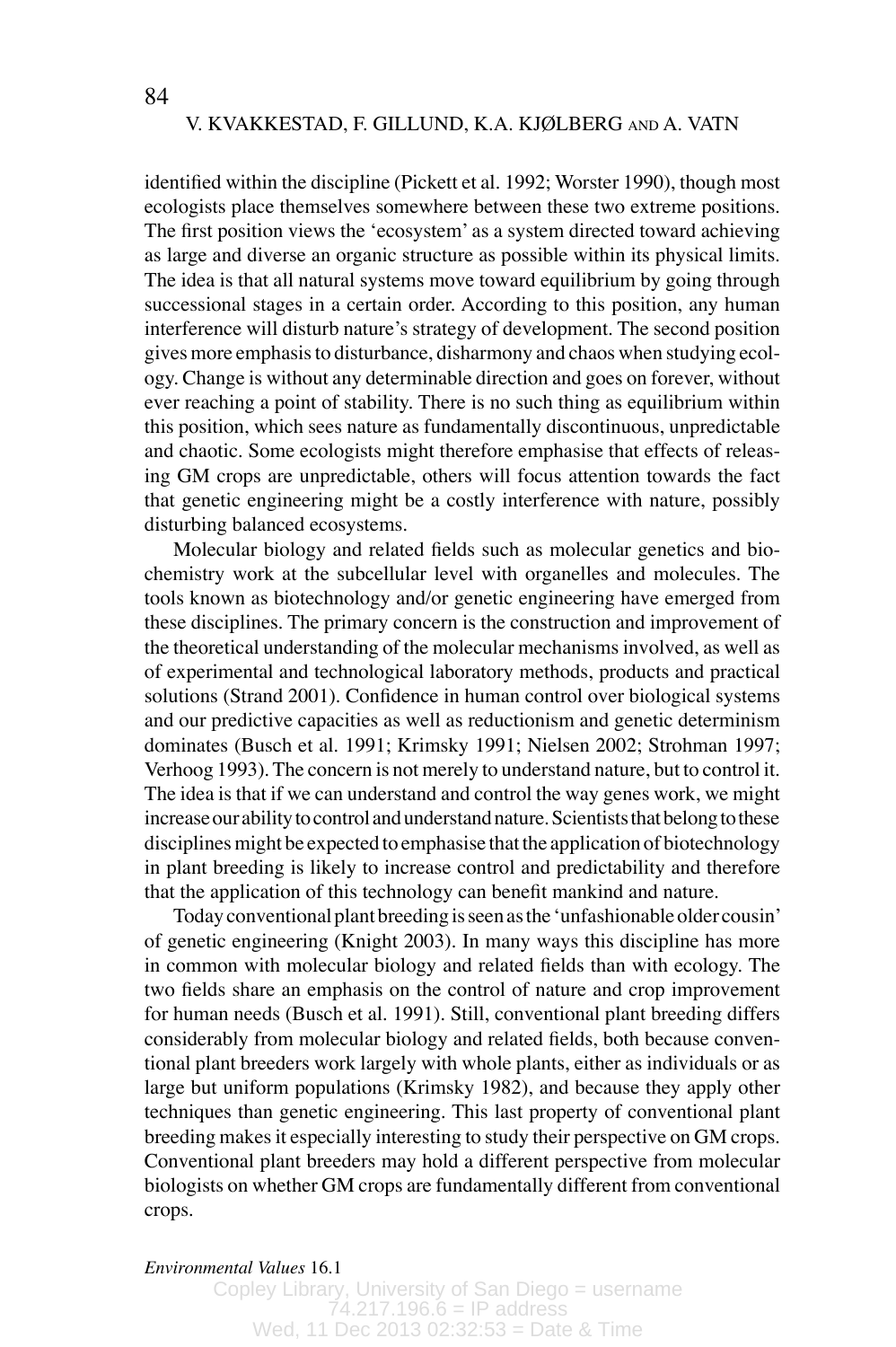identified within the discipline (Pickett et al. 1992; Worster 1990), though most ecologists place themselves somewhere between these two extreme positions. The first position views the 'ecosystem' as a system directed toward achieving as large and diverse an organic structure as possible within its physical limits. The idea is that all natural systems move toward equilibrium by going through successional stages in a certain order. According to this position, any human interference will disturb nature's strategy of development. The second position gives more emphasis to disturbance, disharmony and chaos when studying ecology. Change is without any determinable direction and goes on forever, without ever reaching a point of stability. There is no such thing as equilibrium within this position, which sees nature as fundamentally discontinuous, unpredictable and chaotic. Some ecologists might therefore emphasise that effects of releasing GM crops are unpredictable, others will focus attention towards the fact that genetic engineering might be a costly interference with nature, possibly disturbing balanced ecosystems.

Molecular biology and related fields such as molecular genetics and biochemistry work at the subcellular level with organelles and molecules. The tools known as biotechnology and/or genetic engineering have emerged from these disciplines. The primary concern is the construction and improvement of the theoretical understanding of the molecular mechanisms involved, as well as of experimental and technological laboratory methods, products and practical solutions (Strand 2001). Confidence in human control over biological systems and our predictive capacities as well as reductionism and genetic determinism dominates (Busch et al. 1991; Krimsky 1991; Nielsen 2002; Strohman 1997; Verhoog 1993). The concern is not merely to understand nature, but to control it. The idea is that if we can understand and control the way genes work, we might increase our ability to control and understand nature. Scientists that belong to these disciplines might be expected to emphasise that the application of biotechnology in plant breeding is likely to increase control and predictability and therefore that the application of this technology can benefit mankind and nature.

Today conventional plant breeding is seen as the 'unfashionable older cousin' of genetic engineering (Knight 2003). In many ways this discipline has more in common with molecular biology and related fields than with ecology. The two fields share an emphasis on the control of nature and crop improvement for human needs (Busch et al. 1991). Still, conventional plant breeding differs considerably from molecular biology and related fields, both because conventional plant breeders work largely with whole plants, either as individuals or as large but uniform populations (Krimsky 1982), and because they apply other techniques than genetic engineering. This last property of conventional plant breeding makes it especially interesting to study their perspective on GM crops. Conventional plant breeders may hold a different perspective from molecular biologists on whether GM crops are fundamentally different from conventional crops.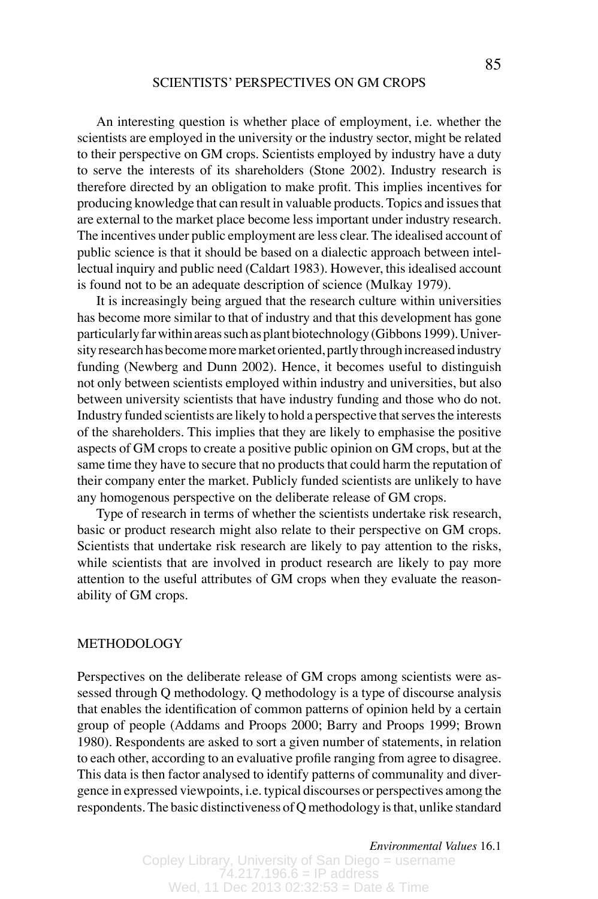An interesting question is whether place of employment, i.e. whether the scientists are employed in the university or the industry sector, might be related to their perspective on GM crops. Scientists employed by industry have a duty to serve the interests of its shareholders (Stone 2002). Industry research is therefore directed by an obligation to make profit. This implies incentives for producing knowledge that can result in valuable products. Topics and issues that are external to the market place become less important under industry research. The incentives under public employment are less clear. The idealised account of public science is that it should be based on a dialectic approach between intellectual inquiry and public need (Caldart 1983). However, this idealised account is found not to be an adequate description of science (Mulkay 1979).

It is increasingly being argued that the research culture within universities has become more similar to that of industry and that this development has gone particularly far within areas such as plant biotechnology (Gibbons 1999). University research has become more market oriented, partly through increased industry funding (Newberg and Dunn 2002). Hence, it becomes useful to distinguish not only between scientists employed within industry and universities, but also between university scientists that have industry funding and those who do not. Industry funded scientists are likely to hold a perspective that serves the interests of the shareholders. This implies that they are likely to emphasise the positive aspects of GM crops to create a positive public opinion on GM crops, but at the same time they have to secure that no products that could harm the reputation of their company enter the market. Publicly funded scientists are unlikely to have any homogenous perspective on the deliberate release of GM crops.

Type of research in terms of whether the scientists undertake risk research, basic or product research might also relate to their perspective on GM crops. Scientists that undertake risk research are likely to pay attention to the risks, while scientists that are involved in product research are likely to pay more attention to the useful attributes of GM crops when they evaluate the reasonability of GM crops.

## METHODOLOGY

Perspectives on the deliberate release of GM crops among scientists were assessed through Q methodology. Q methodology is a type of discourse analysis that enables the identification of common patterns of opinion held by a certain group of people (Addams and Proops 2000; Barry and Proops 1999; Brown 1980). Respondents are asked to sort a given number of statements, in relation to each other, according to an evaluative profile ranging from agree to disagree. This data is then factor analysed to identify patterns of communality and divergence in expressed viewpoints, i.e. typical discourses or perspectives among the respondents. The basic distinctiveness of Q methodology is that, unlike standard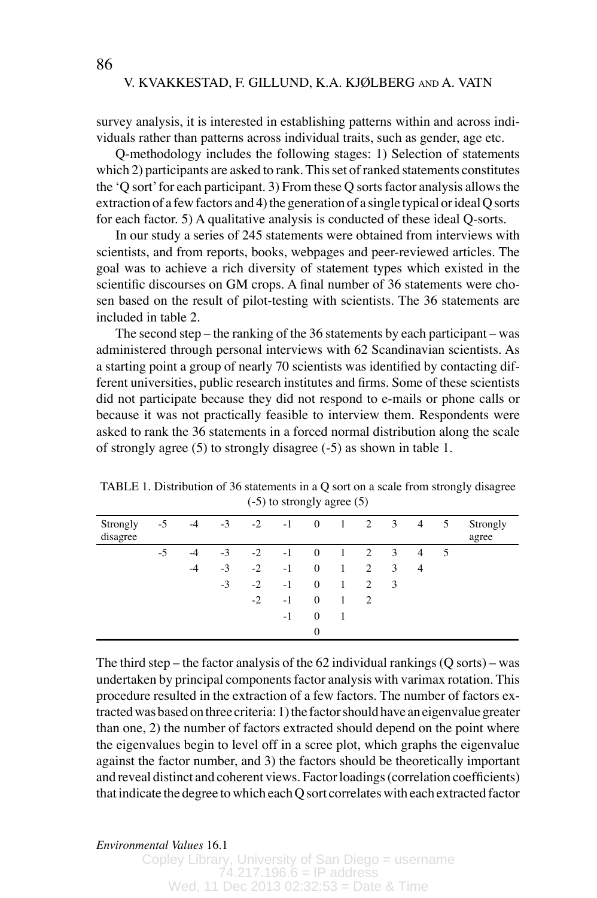survey analysis, it is interested in establishing patterns within and across individuals rather than patterns across individual traits, such as gender, age etc.

Q-methodology includes the following stages: 1) Selection of statements which 2) participants are asked to rank. This set of ranked statements constitutes the 'Q sort' for each participant. 3) From these Q sorts factor analysis allows the extraction of a few factors and 4) the generation of a single typical or ideal Q sorts for each factor. 5) A qualitative analysis is conducted of these ideal Q-sorts.

In our study a series of 245 statements were obtained from interviews with scientists, and from reports, books, webpages and peer-reviewed articles. The goal was to achieve a rich diversity of statement types which existed in the scientific discourses on GM crops. A final number of 36 statements were chosen based on the result of pilot-testing with scientists. The 36 statements are included in table 2.

The second step – the ranking of the 36 statements by each participant – was administered through personal interviews with 62 Scandinavian scientists. As a starting point a group of nearly 70 scientists was identified by contacting different universities, public research institutes and firms. Some of these scientists did not participate because they did not respond to e-mails or phone calls or because it was not practically feasible to interview them. Respondents were asked to rank the 36 statements in a forced normal distribution along the scale of strongly agree (5) to strongly disagree (-5) as shown in table 1.

TABLE 1. Distribution of 36 statements in a Q sort on a scale from strongly disagree (-5) to strongly agree (5)

| Strongly disagree | -5 | -4 | -3 | -2 | -1 | 0 | 1 | 2 | 3 | 4 | 5 | Strongly agree |
|---|---|---|---|---|---|---|---|---|---|---|---|---|
| | -5 | -4 | -3 | -2 | -1 | 0 | 1 | 2 | 3 | 4 | 5 | |
| | | -4 | -3 | -2 | -1 | 0 | 1 | 2 | 3 | 4 | | |
| | | | -3 | -2 | -1 | 0 | 1 | 2 | 3 | | | |
| | | | | -2 | -1 | 0 | 1 | 2 | | | | |
| | | | | | -1 | 0 | 1 | | | | | |
| | | | | | | 0 | | | | | | |

The third step – the factor analysis of the 62 individual rankings (Q sorts) – was undertaken by principal components factor analysis with varimax rotation. This procedure resulted in the extraction of a few factors. The number of factors extracted was based on three criteria: 1) the factor should have an eigenvalue greater than one, 2) the number of factors extracted should depend on the point where the eigenvalues begin to level off in a scree plot, which graphs the eigenvalue against the factor number, and 3) the factors should be theoretically important and reveal distinct and coherent views. Factor loadings (correlation coefficients) that indicate the degree to which each Q sort correlates with each extracted factor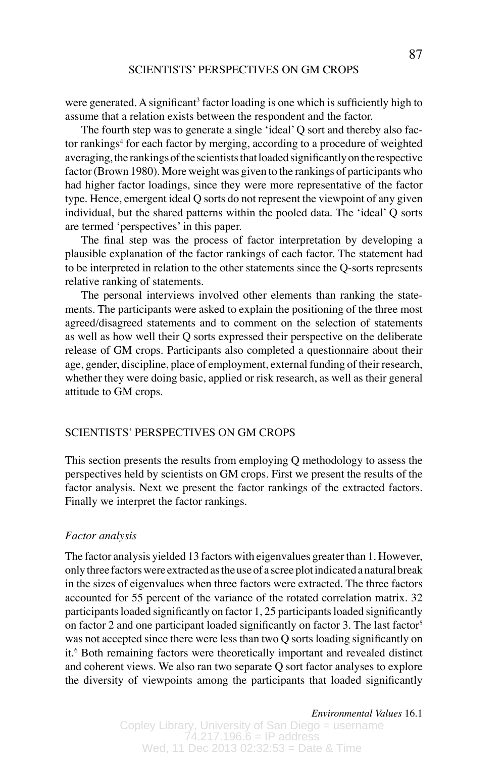were generated. A significant[3] factor loading is one which is sufficiently high to assume that a relation exists between the respondent and the factor.

The fourth step was to generate a single 'ideal' Q sort and thereby also factor rankings[4] for each factor by merging, according to a procedure of weighted averaging, the rankings of the scientists that loaded significantly on the respective factor (Brown 1980). More weight was given to the rankings of participants who had higher factor loadings, since they were more representative of the factor type. Hence, emergent ideal Q sorts do not represent the viewpoint of any given individual, but the shared patterns within the pooled data. The 'ideal' Q sorts are termed 'perspectives' in this paper.

The final step was the process of factor interpretation by developing a plausible explanation of the factor rankings of each factor. The statement had to be interpreted in relation to the other statements since the Q-sorts represents relative ranking of statements.

The personal interviews involved other elements than ranking the statements. The participants were asked to explain the positioning of the three most agreed/disagreed statements and to comment on the selection of statements as well as how well their Q sorts expressed their perspective on the deliberate release of GM crops. Participants also completed a questionnaire about their age, gender, discipline, place of employment, external funding of their research, whether they were doing basic, applied or risk research, as well as their general attitude to GM crops.

## SCIENTISTS' PERSPECTIVES ON GM CROPS

This section presents the results from employing Q methodology to assess the perspectives held by scientists on GM crops. First we present the results of the factor analysis. Next we present the factor rankings of the extracted factors. Finally we interpret the factor rankings.

### *Factor analysis*

The factor analysis yielded 13 factors with eigenvalues greater than 1. However, only three factors were extracted as the use of a scree plot indicated a natural break in the sizes of eigenvalues when three factors were extracted. The three factors accounted for 55 percent of the variance of the rotated correlation matrix. 32 participants loaded significantly on factor 1, 25 participants loaded significantly on factor 2 and one participant loaded significantly on factor 3. The last factor[5] was not accepted since there were less than two Q sorts loading significantly on it.[6] Both remaining factors were theoretically important and revealed distinct and coherent views. We also ran two separate Q sort factor analyses to explore the diversity of viewpoints among the participants that loaded significantly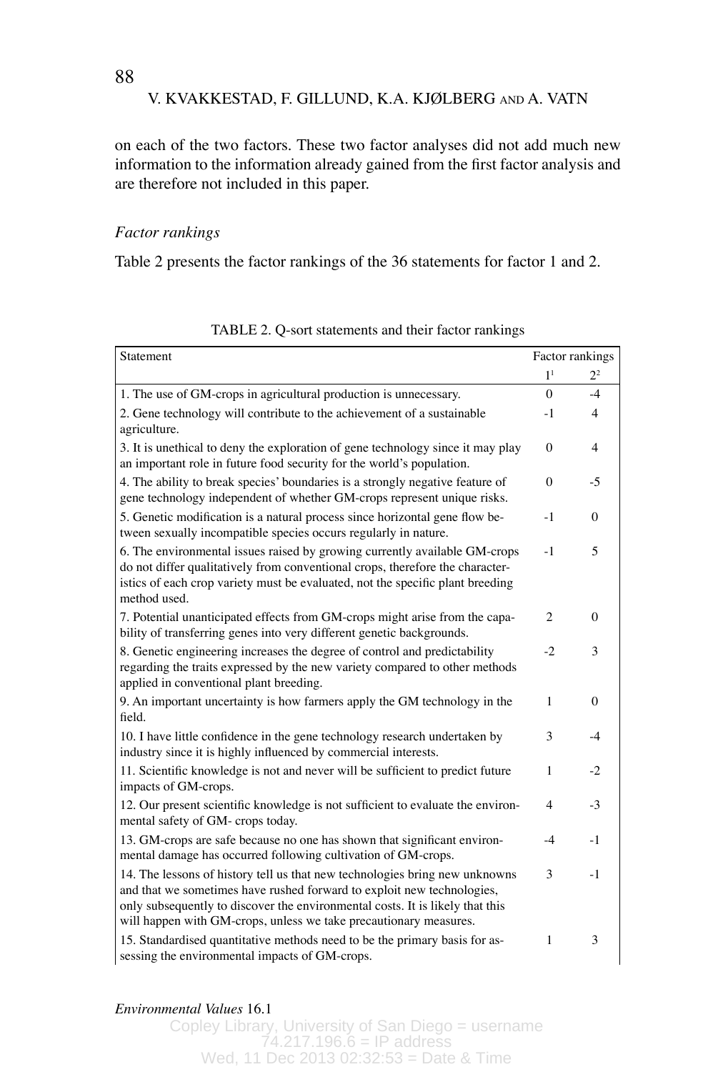on each of the two factors. These two factor analyses did not add much new information to the information already gained from the first factor analysis and are therefore not included in this paper.

*Factor rankings*

Table 2 presents the factor rankings of the 36 statements for factor 1 and 2.

TABLE 2. Q-sort statements and their factor rankings

| Statement | Factor rankings | |
|---|---|---|
| | 1[1] | 2[2] |
| 1. The use of GM-crops in agricultural production is unnecessary. | 0 | -4 |
| 2. Gene technology will contribute to the achievement of a sustainable agriculture. | -1 | 4 |
| 3. It is unethical to deny the exploration of gene technology since it may play an important role in future food security for the world's population. | 0 | 4 |
| 4. The ability to break species' boundaries is a strongly negative feature of gene technology independent of whether GM-crops represent unique risks. | 0 | -5 |
| 5. Genetic modification is a natural process since horizontal gene flow between sexually incompatible species occurs regularly in nature. | -1 | 0 |
| 6. The environmental issues raised by growing currently available GM-crops do not differ qualitatively from conventional crops, therefore the characteristics of each crop variety must be evaluated, not the specific plant breeding method used. | -1 | 5 |
| 7. Potential unanticipated effects from GM-crops might arise from the capability of transferring genes into very different genetic backgrounds. | 2 | 0 |
| 8. Genetic engineering increases the degree of control and predictability regarding the traits expressed by the new variety compared to other methods applied in conventional plant breeding. | -2 | 3 |
| 9. An important uncertainty is how farmers apply the GM technology in the field. | 1 | 0 |
| 10. I have little confidence in the gene technology research undertaken by industry since it is highly influenced by commercial interests. | 3 | -4 |
| 11. Scientific knowledge is not and never will be sufficient to predict future impacts of GM-crops. | 1 | -2 |
| 12. Our present scientific knowledge is not sufficient to evaluate the environmental safety of GM- crops today. | 4 | -3 |
| 13. GM-crops are safe because no one has shown that significant environmental damage has occurred following cultivation of GM-crops. | -4 | -1 |
| 14. The lessons of history tell us that new technologies bring new unknowns and that we sometimes have rushed forward to exploit new technologies, only subsequently to discover the environmental costs. It is likely that this will happen with GM-crops, unless we take precautionary measures. | 3 | -1 |
| 15. Standardised quantitative methods need to be the primary basis for assessing the environmental impacts of GM-crops. | 1 | 3 |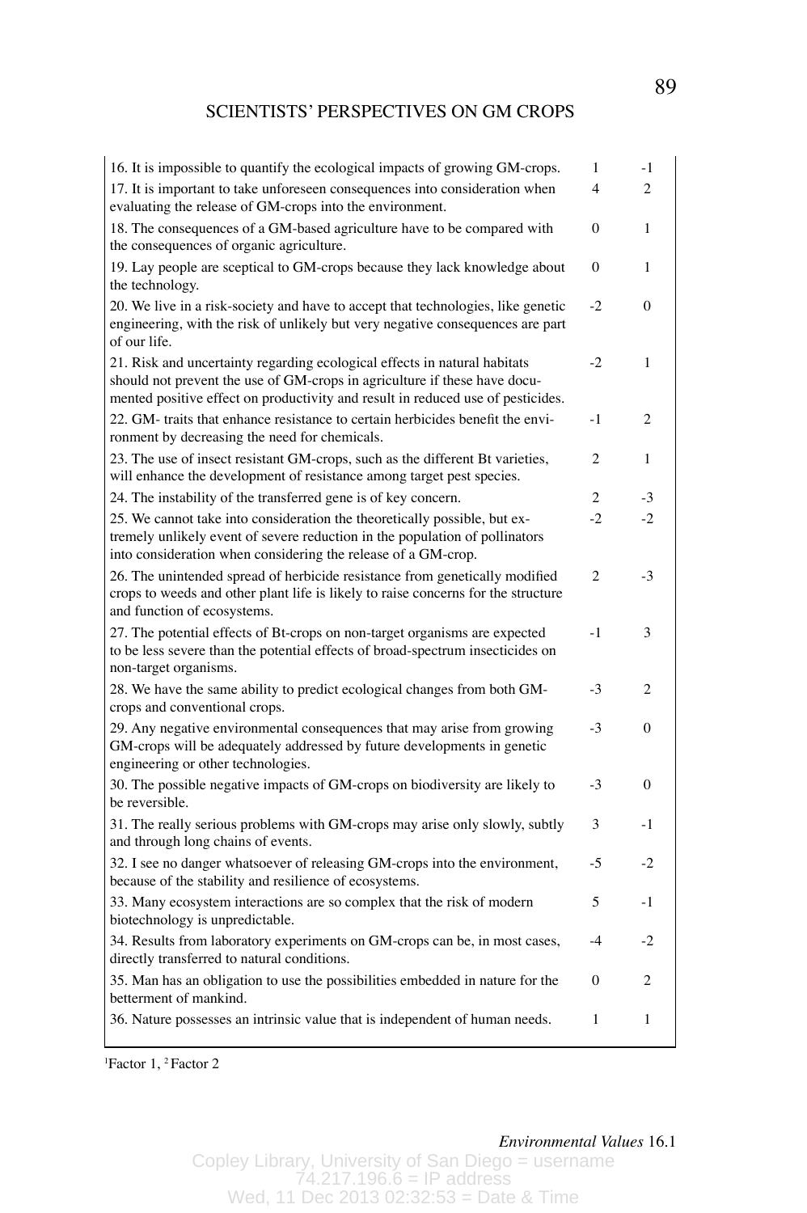| | | |
|---|---|---|
| 16. It is impossible to quantify the ecological impacts of growing GM-crops. | 1 | -1 |
| 17. It is important to take unforeseen consequences into consideration when evaluating the release of GM-crops into the environment. | 4 | 2 |
| 18. The consequences of a GM-based agriculture have to be compared with the consequences of organic agriculture. | 0 | 1 |
| 19. Lay people are sceptical to GM-crops because they lack knowledge about the technology. | 0 | 1 |
| 20. We live in a risk-society and have to accept that technologies, like genetic engineering, with the risk of unlikely but very negative consequences are part of our life. | -2 | 0 |
| 21. Risk and uncertainty regarding ecological effects in natural habitats should not prevent the use of GM-crops in agriculture if these have documented positive effect on productivity and result in reduced use of pesticides. | -2 | 1 |
| 22. GM- traits that enhance resistance to certain herbicides benefit the environment by decreasing the need for chemicals. | -1 | 2 |
| 23. The use of insect resistant GM-crops, such as the different Bt varieties, will enhance the development of resistance among target pest species. | 2 | 1 |
| 24. The instability of the transferred gene is of key concern. | 2 | -3 |
| 25. We cannot take into consideration the theoretically possible, but extremely unlikely event of severe reduction in the population of pollinators into consideration when considering the release of a GM-crop. | -2 | -2 |
| 26. The unintended spread of herbicide resistance from genetically modified crops to weeds and other plant life is likely to raise concerns for the structure and function of ecosystems. | 2 | -3 |
| 27. The potential effects of Bt-crops on non-target organisms are expected to be less severe than the potential effects of broad-spectrum insecticides on non-target organisms. | -1 | 3 |
| 28. We have the same ability to predict ecological changes from both GM-crops and conventional crops. | -3 | 2 |
| 29. Any negative environmental consequences that may arise from growing GM-crops will be adequately addressed by future developments in genetic engineering or other technologies. | -3 | 0 |
| 30. The possible negative impacts of GM-crops on biodiversity are likely to be reversible. | -3 | 0 |
| 31. The really serious problems with GM-crops may arise only slowly, subtly and through long chains of events. | 3 | -1 |
| 32. I see no danger whatsoever of releasing GM-crops into the environment, because of the stability and resilience of ecosystems. | -5 | -2 |
| 33. Many ecosystem interactions are so complex that the risk of modern biotechnology is unpredictable. | 5 | -1 |
| 34. Results from laboratory experiments on GM-crops can be, in most cases, directly transferred to natural conditions. | -4 | -2 |
| 35. Man has an obligation to use the possibilities embedded in nature for the betterment of mankind. | 0 | 2 |
| 36. Nature possesses an intrinsic value that is independent of human needs. | 1 | 1 |

[1]Factor 1, [2]Factor 2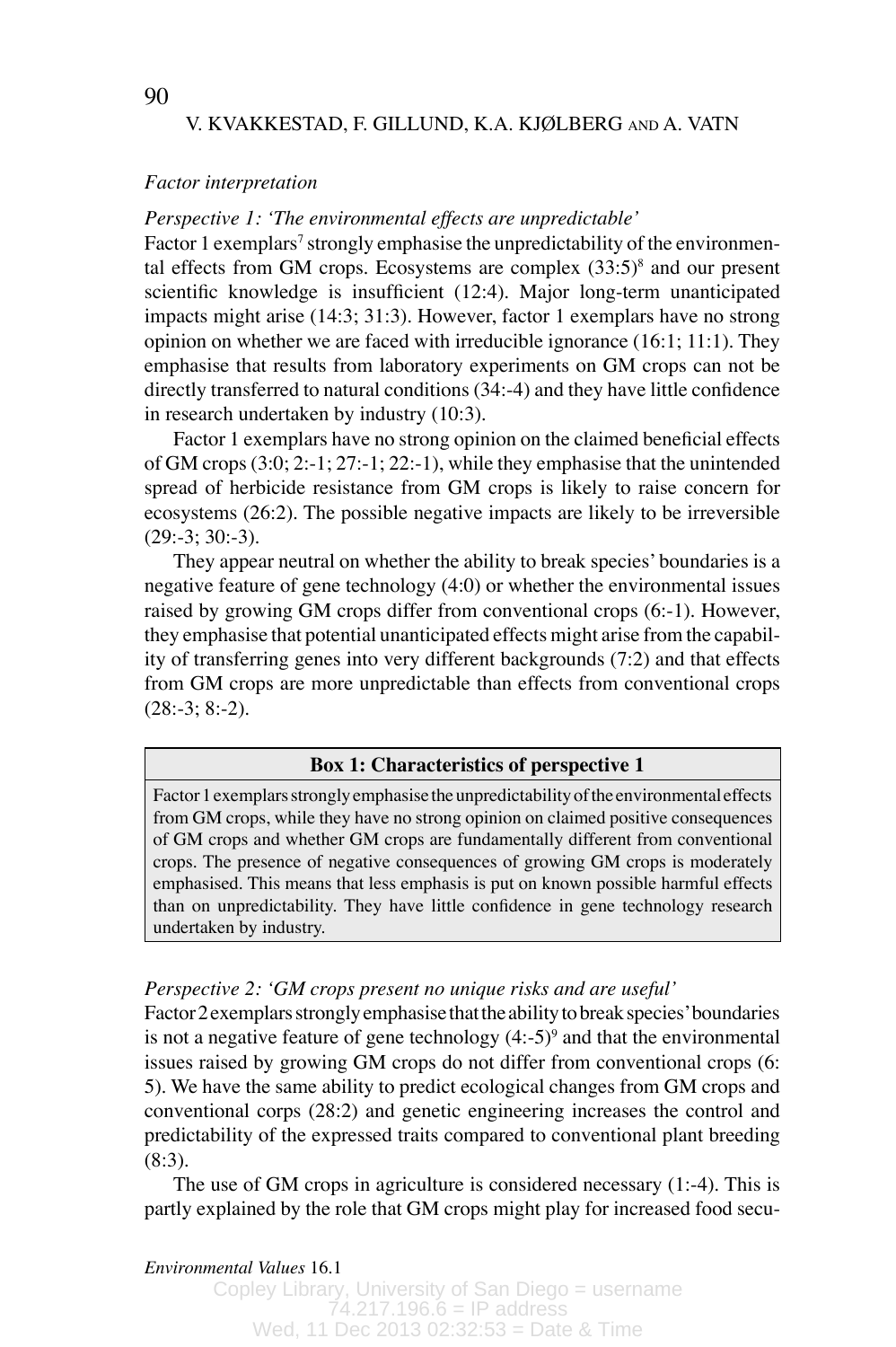*Factor interpretation*

*Perspective 1: 'The environmental effects are unpredictable'*

Factor 1 exemplars[7] strongly emphasise the unpredictability of the environmental effects from GM crops. Ecosystems are complex (33:5)[8] and our present scientific knowledge is insufficient (12:4). Major long-term unanticipated impacts might arise (14:3; 31:3). However, factor 1 exemplars have no strong opinion on whether we are faced with irreducible ignorance (16:1; 11:1). They emphasise that results from laboratory experiments on GM crops can not be directly transferred to natural conditions (34:-4) and they have little confidence in research undertaken by industry (10:3).

Factor 1 exemplars have no strong opinion on the claimed beneficial effects of GM crops (3:0; 2:-1; 27:-1; 22:-1), while they emphasise that the unintended spread of herbicide resistance from GM crops is likely to raise concern for ecosystems (26:2). The possible negative impacts are likely to be irreversible (29:-3; 30:-3).

They appear neutral on whether the ability to break species' boundaries is a negative feature of gene technology (4:0) or whether the environmental issues raised by growing GM crops differ from conventional crops (6:-1). However, they emphasise that potential unanticipated effects might arise from the capability of transferring genes into very different backgrounds (7:2) and that effects from GM crops are more unpredictable than effects from conventional crops (28:-3; 8:-2).

| **Box 1: Characteristics of perspective 1** |
| --- |
| Factor 1 exemplars strongly emphasise the unpredictability of the environmental effects from GM crops, while they have no strong opinion on claimed positive consequences of GM crops and whether GM crops are fundamentally different from conventional crops. The presence of negative consequences of growing GM crops is moderately emphasised. This means that less emphasis is put on known possible harmful effects than on unpredictability. They have little confidence in gene technology research undertaken by industry. |

*Perspective 2: 'GM crops present no unique risks and are useful'*

Factor 2 exemplars strongly emphasise that the ability to break species' boundaries is not a negative feature of gene technology (4:-5)[9] and that the environmental issues raised by growing GM crops do not differ from conventional crops (6: 5). We have the same ability to predict ecological changes from GM crops and conventional corps (28:2) and genetic engineering increases the control and predictability of the expressed traits compared to conventional plant breeding (8:3).

The use of GM crops in agriculture is considered necessary (1:-4). This is partly explained by the role that GM crops might play for increased food secu-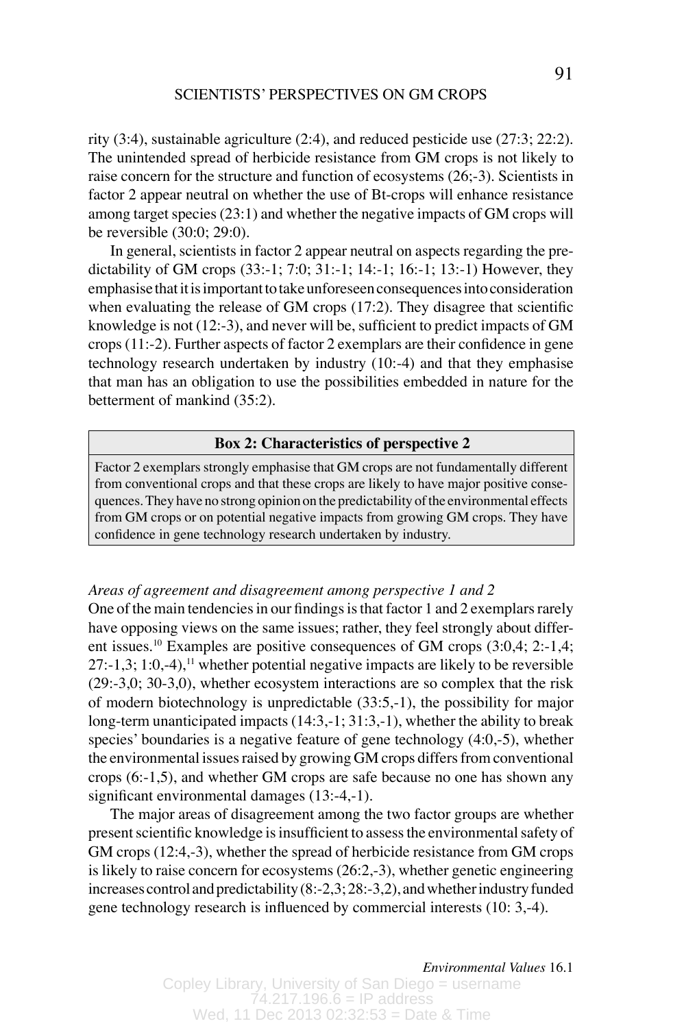rity (3:4), sustainable agriculture (2:4), and reduced pesticide use (27:3; 22:2). The unintended spread of herbicide resistance from GM crops is not likely to raise concern for the structure and function of ecosystems (26;-3). Scientists in factor 2 appear neutral on whether the use of Bt-crops will enhance resistance among target species (23:1) and whether the negative impacts of GM crops will be reversible (30:0; 29:0).

In general, scientists in factor 2 appear neutral on aspects regarding the predictability of GM crops (33:-1; 7:0; 31:-1; 14:-1; 16:-1; 13:-1) However, they emphasise that it is important to take unforeseen consequences into consideration when evaluating the release of GM crops (17:2). They disagree that scientific knowledge is not (12:-3), and never will be, sufficient to predict impacts of GM crops (11:-2). Further aspects of factor 2 exemplars are their confidence in gene technology research undertaken by industry (10:-4) and that they emphasise that man has an obligation to use the possibilities embedded in nature for the betterment of mankind (35:2).

| **Box 2: Characteristics of perspective 2** |
|---|
| Factor 2 exemplars strongly emphasise that GM crops are not fundamentally different from conventional crops and that these crops are likely to have major positive consequences. They have no strong opinion on the predictability of the environmental effects from GM crops or on potential negative impacts from growing GM crops. They have confidence in gene technology research undertaken by industry. |

*Areas of agreement and disagreement among perspective 1 and 2*

One of the main tendencies in our findings is that factor 1 and 2 exemplars rarely have opposing views on the same issues; rather, they feel strongly about different issues.[10] Examples are positive consequences of GM crops (3:0,4; 2:-1,4; 27:-1,3; 1:0,-4),[11] whether potential negative impacts are likely to be reversible (29:-3,0; 30-3,0), whether ecosystem interactions are so complex that the risk of modern biotechnology is unpredictable (33:5,-1), the possibility for major long-term unanticipated impacts (14:3,-1; 31:3,-1), whether the ability to break species' boundaries is a negative feature of gene technology (4:0,-5), whether the environmental issues raised by growing GM crops differs from conventional crops (6:-1,5), and whether GM crops are safe because no one has shown any significant environmental damages (13:-4,-1).

The major areas of disagreement among the two factor groups are whether present scientific knowledge is insufficient to assess the environmental safety of GM crops (12:4,-3), whether the spread of herbicide resistance from GM crops is likely to raise concern for ecosystems (26:2,-3), whether genetic engineering increases control and predictability (8:-2,3; 28:-3,2), and whether industry funded gene technology research is influenced by commercial interests (10: 3,-4).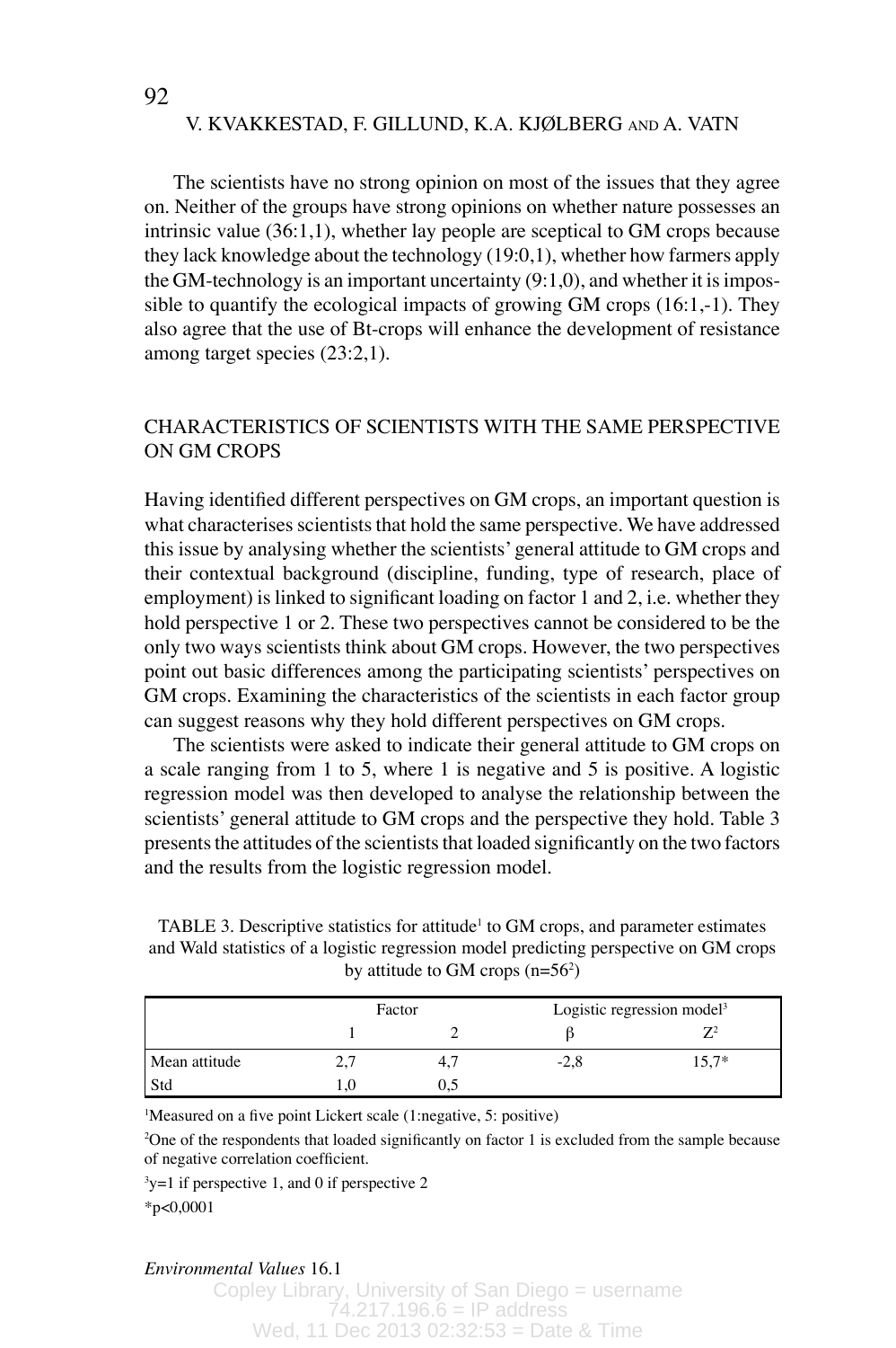The scientists have no strong opinion on most of the issues that they agree on. Neither of the groups have strong opinions on whether nature possesses an intrinsic value (36:1,1), whether lay people are sceptical to GM crops because they lack knowledge about the technology (19:0,1), whether how farmers apply the GM-technology is an important uncertainty (9:1,0), and whether it is impossible to quantify the ecological impacts of growing GM crops (16:1,-1). They also agree that the use of Bt-crops will enhance the development of resistance among target species (23:2,1).

## CHARACTERISTICS OF SCIENTISTS WITH THE SAME PERSPECTIVE ON GM CROPS

Having identified different perspectives on GM crops, an important question is what characterises scientists that hold the same perspective. We have addressed this issue by analysing whether the scientists' general attitude to GM crops and their contextual background (discipline, funding, type of research, place of employment) is linked to significant loading on factor 1 and 2, i.e. whether they hold perspective 1 or 2. These two perspectives cannot be considered to be the only two ways scientists think about GM crops. However, the two perspectives point out basic differences among the participating scientists' perspectives on GM crops. Examining the characteristics of the scientists in each factor group can suggest reasons why they hold different perspectives on GM crops.

The scientists were asked to indicate their general attitude to GM crops on a scale ranging from 1 to 5, where 1 is negative and 5 is positive. A logistic regression model was then developed to analyse the relationship between the scientists' general attitude to GM crops and the perspective they hold. Table 3 presents the attitudes of the scientists that loaded significantly on the two factors and the results from the logistic regression model.

TABLE 3. Descriptive statistics for attitude[1] to GM crops, and parameter estimates and Wald statistics of a logistic regression model predicting perspective on GM crops by attitude to GM crops (n=56[2])

| | Factor | | Logistic regression model[3] | |
|---|---|---|---|---|
| | 1 | 2 | $\beta$ | $Z^2$ |
| Mean attitude | 2,7 | 4,7 | -2,8 | 15,7* |
| Std | 1,0 | 0,5 | | |

[1]Measured on a five point Lickert scale (1:negative, 5: positive)

[2]One of the respondents that loaded significantly on factor 1 is excluded from the sample because of negative correlation coefficient.

[3]y=1 if perspective 1, and 0 if perspective 2

*p<0,0001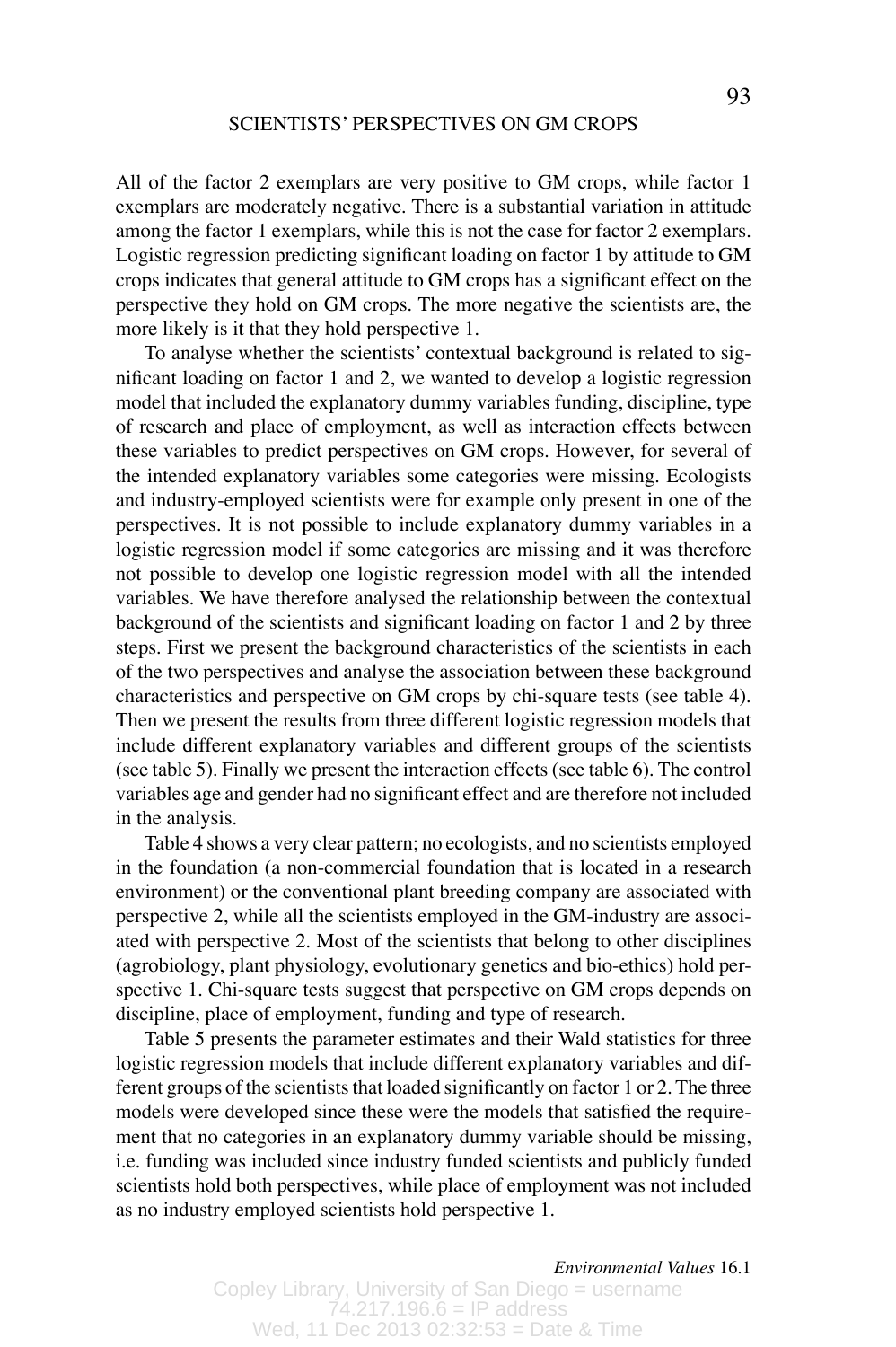All of the factor 2 exemplars are very positive to GM crops, while factor 1 exemplars are moderately negative. There is a substantial variation in attitude among the factor 1 exemplars, while this is not the case for factor 2 exemplars. Logistic regression predicting significant loading on factor 1 by attitude to GM crops indicates that general attitude to GM crops has a significant effect on the perspective they hold on GM crops. The more negative the scientists are, the more likely is it that they hold perspective 1.

To analyse whether the scientists' contextual background is related to significant loading on factor 1 and 2, we wanted to develop a logistic regression model that included the explanatory dummy variables funding, discipline, type of research and place of employment, as well as interaction effects between these variables to predict perspectives on GM crops. However, for several of the intended explanatory variables some categories were missing. Ecologists and industry-employed scientists were for example only present in one of the perspectives. It is not possible to include explanatory dummy variables in a logistic regression model if some categories are missing and it was therefore not possible to develop one logistic regression model with all the intended variables. We have therefore analysed the relationship between the contextual background of the scientists and significant loading on factor 1 and 2 by three steps. First we present the background characteristics of the scientists in each of the two perspectives and analyse the association between these background characteristics and perspective on GM crops by chi-square tests (see table 4). Then we present the results from three different logistic regression models that include different explanatory variables and different groups of the scientists (see table 5). Finally we present the interaction effects (see table 6). The control variables age and gender had no significant effect and are therefore not included in the analysis.

Table 4 shows a very clear pattern; no ecologists, and no scientists employed in the foundation (a non-commercial foundation that is located in a research environment) or the conventional plant breeding company are associated with perspective 2, while all the scientists employed in the GM-industry are associated with perspective 2. Most of the scientists that belong to other disciplines (agrobiology, plant physiology, evolutionary genetics and bio-ethics) hold perspective 1. Chi-square tests suggest that perspective on GM crops depends on discipline, place of employment, funding and type of research.

Table 5 presents the parameter estimates and their Wald statistics for three logistic regression models that include different explanatory variables and different groups of the scientists that loaded significantly on factor 1 or 2. The three models were developed since these were the models that satisfied the requirement that no categories in an explanatory dummy variable should be missing, i.e. funding was included since industry funded scientists and publicly funded scientists hold both perspectives, while place of employment was not included as no industry employed scientists hold perspective 1.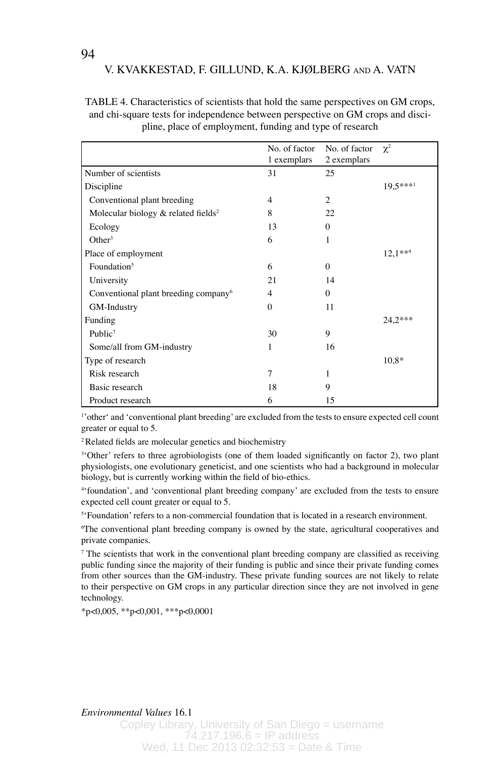TABLE 4. Characteristics of scientists that hold the same perspectives on GM crops, and chi-square tests for independence between perspective on GM crops and discipline, place of employment, funding and type of research

| | No. of factor 1 exemplars | No. of factor 2 exemplars | $\chi^2$ |
|---|---|---|---|
| Number of scientists | 31 | 25 | |
| Discipline | | | 19,5***[1] |
| Conventional plant breeding | 4 | 2 | |
| Molecular biology & related fields[2] | 8 | 22 | |
| Ecology | 13 | 0 | |
| Other[3] | 6 | 1 | |
| Place of employment | | | 12,1**[4] |
| Foundation[5] | 6 | 0 | |
| University | 21 | 14 | |
| Conventional plant breeding company[6] | 4 | 0 | |
| GM-Industry | 0 | 11 | |
| Funding | | | 24,2*** |
| Public[7] | 30 | 9 | |
| Some/all from GM-industry | 1 | 16 | |
| Type of research | | | 10,8* |
| Risk research | 7 | 1 | |
| Basic research | 18 | 9 | |
| Product research | 6 | 15 | |

[1] 'other' and 'conventional plant breeding' are excluded from the tests to ensure expected cell count greater or equal to 5.

[2] Related fields are molecular genetics and biochemistry

[3] 'Other' refers to three agrobiologists (one of them loaded significantly on factor 2), two plant physiologists, one evolutionary geneticist, and one scientists who had a background in molecular biology, but is currently working within the field of bio-ethics.

[4] 'foundation', and 'conventional plant breeding company' are excluded from the tests to ensure expected cell count greater or equal to 5.

[5] 'Foundation' refers to a non-commercial foundation that is located in a research environment.

[6] The conventional plant breeding company is owned by the state, agricultural cooperatives and private companies.

[7] The scientists that work in the conventional plant breeding company are classified as receiving public funding since the majority of their funding is public and since their private funding comes from other sources than the GM-industry. These private funding sources are not likely to relate to their perspective on GM crops in any particular direction since they are not involved in gene technology.

*p<0,005, **p<0,001, ***p<0,0001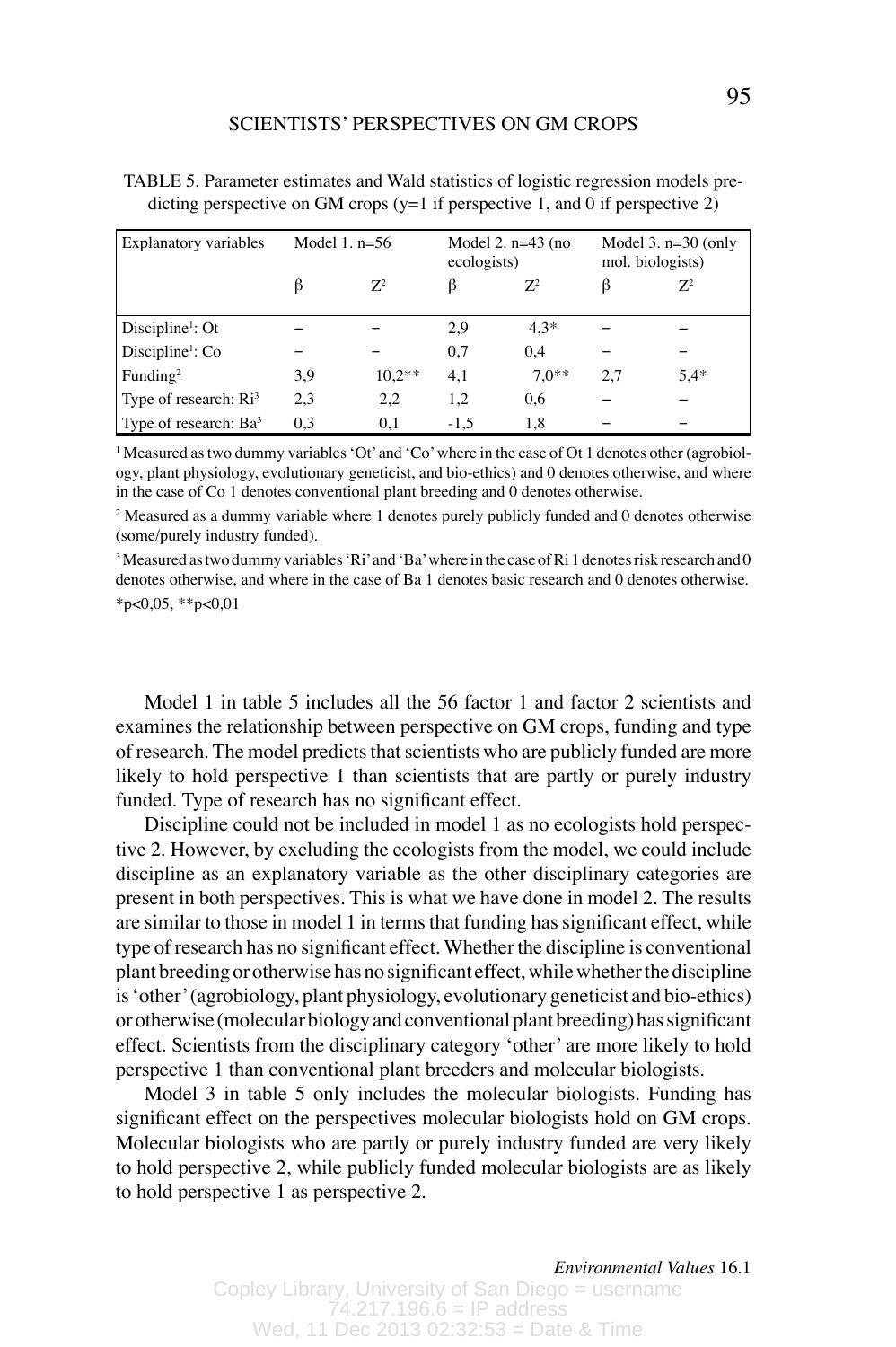TABLE 5. Parameter estimates and Wald statistics of logistic regression models predicting perspective on GM crops (y=1 if perspective 1, and 0 if perspective 2)

| Explanatory variables | Model 1. n=56 | | Model 2. n=43 (no ecologists) | | Model 3. n=30 (only mol. biologists) | |
|---|---|---|---|---|---|---|
| | β | $Z^2$ | β | $Z^2$ | β | $Z^2$ |
| Discipline[1]: Ot | – | – | 2,9 | 4,3* | – | – |
| Discipline[1]: Co | – | – | 0,7 | 0,4 | – | – |
| Funding[2] | 3,9 | 10,2** | 4,1 | 7,0** | 2,7 | 5,4* |
| Type of research: Ri[3] | 2,3 | 2,2 | 1,2 | 0,6 | – | – |
| Type of research: Ba[3] | 0,3 | 0,1 | -1,5 | 1,8 | – | – |

[1] Measured as two dummy variables 'Ot' and 'Co' where in the case of Ot 1 denotes other (agrobiology, plant physiology, evolutionary geneticist, and bio-ethics) and 0 denotes otherwise, and where in the case of Co 1 denotes conventional plant breeding and 0 denotes otherwise.

[2] Measured as a dummy variable where 1 denotes purely publicly funded and 0 denotes otherwise (some/purely industry funded).

[3] Measured as two dummy variables 'Ri' and 'Ba' where in the case of Ri 1 denotes risk research and 0 denotes otherwise, and where in the case of Ba 1 denotes basic research and 0 denotes otherwise.

*p<0,05, **p<0,01

Model 1 in table 5 includes all the 56 factor 1 and factor 2 scientists and examines the relationship between perspective on GM crops, funding and type of research. The model predicts that scientists who are publicly funded are more likely to hold perspective 1 than scientists that are partly or purely industry funded. Type of research has no significant effect.

Discipline could not be included in model 1 as no ecologists hold perspective 2. However, by excluding the ecologists from the model, we could include discipline as an explanatory variable as the other disciplinary categories are present in both perspectives. This is what we have done in model 2. The results are similar to those in model 1 in terms that funding has significant effect, while type of research has no significant effect. Whether the discipline is conventional plant breeding or otherwise has no significant effect, while whether the discipline is 'other' (agrobiology, plant physiology, evolutionary geneticist and bio-ethics) or otherwise (molecular biology and conventional plant breeding) has significant effect. Scientists from the disciplinary category 'other' are more likely to hold perspective 1 than conventional plant breeders and molecular biologists.

Model 3 in table 5 only includes the molecular biologists. Funding has significant effect on the perspectives molecular biologists hold on GM crops. Molecular biologists who are partly or purely industry funded are very likely to hold perspective 2, while publicly funded molecular biologists are as likely to hold perspective 1 as perspective 2.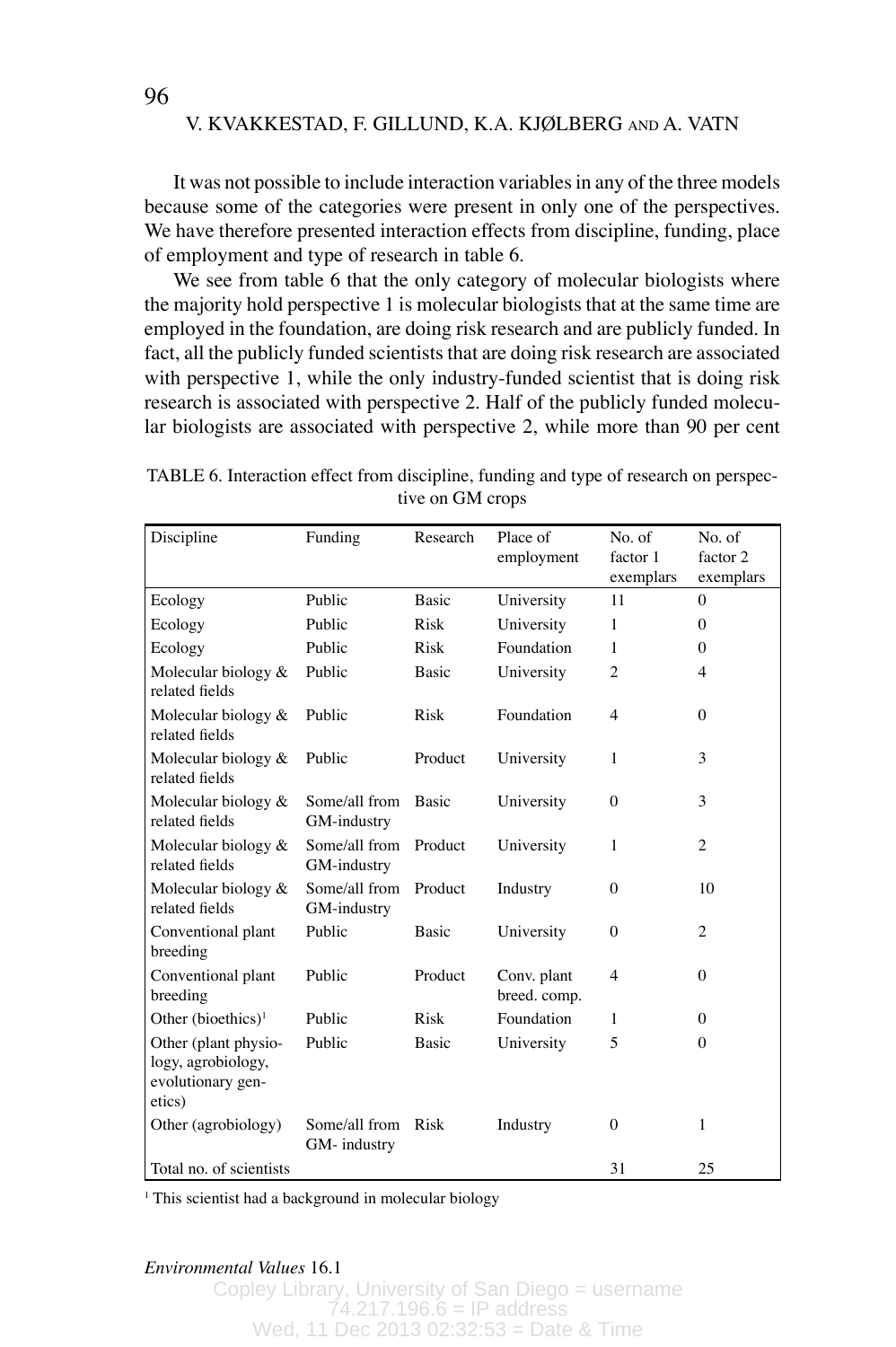It was not possible to include interaction variables in any of the three models because some of the categories were present in only one of the perspectives. We have therefore presented interaction effects from discipline, funding, place of employment and type of research in table 6.

We see from table 6 that the only category of molecular biologists where the majority hold perspective 1 is molecular biologists that at the same time are employed in the foundation, are doing risk research and are publicly funded. In fact, all the publicly funded scientists that are doing risk research are associated with perspective 1, while the only industry-funded scientist that is doing risk research is associated with perspective 2. Half of the publicly funded molecular biologists are associated with perspective 2, while more than 90 per cent

TABLE 6. Interaction effect from discipline, funding and type of research on perspective on GM crops

| Discipline | Funding | Research | Place of employment | No. of factor 1 exemplars | No. of factor 2 exemplars |
|---|---|---|---|---|---|
| Ecology | Public | Basic | University | 11 | 0 |
| Ecology | Public | Risk | University | 1 | 0 |
| Ecology | Public | Risk | Foundation | 1 | 0 |
| Molecular biology & related fields | Public | Basic | University | 2 | 4 |
| Molecular biology & related fields | Public | Risk | Foundation | 4 | 0 |
| Molecular biology & related fields | Public | Product | University | 1 | 3 |
| Molecular biology & related fields | Some/all from GM-industry | Basic | University | 0 | 3 |
| Molecular biology & related fields | Some/all from GM-industry | Product | University | 1 | 2 |
| Molecular biology & related fields | Some/all from GM-industry | Product | Industry | 0 | 10 |
| Conventional plant breeding | Public | Basic | University | 0 | 2 |
| Conventional plant breeding | Public | Product | Conv. plant breed. comp. | 4 | 0 |
| Other (bioethics)[1] | Public | Risk | Foundation | 1 | 0 |
| Other (plant physiology, agrobiology, evolutionary genetics) | Public | Basic | University | 5 | 0 |
| Other (agrobiology) | Some/all from GM- industry | Risk | Industry | 0 | 1 |
| Total no. of scientists | | | | 31 | 25 |

[1] This scientist had a background in molecular biology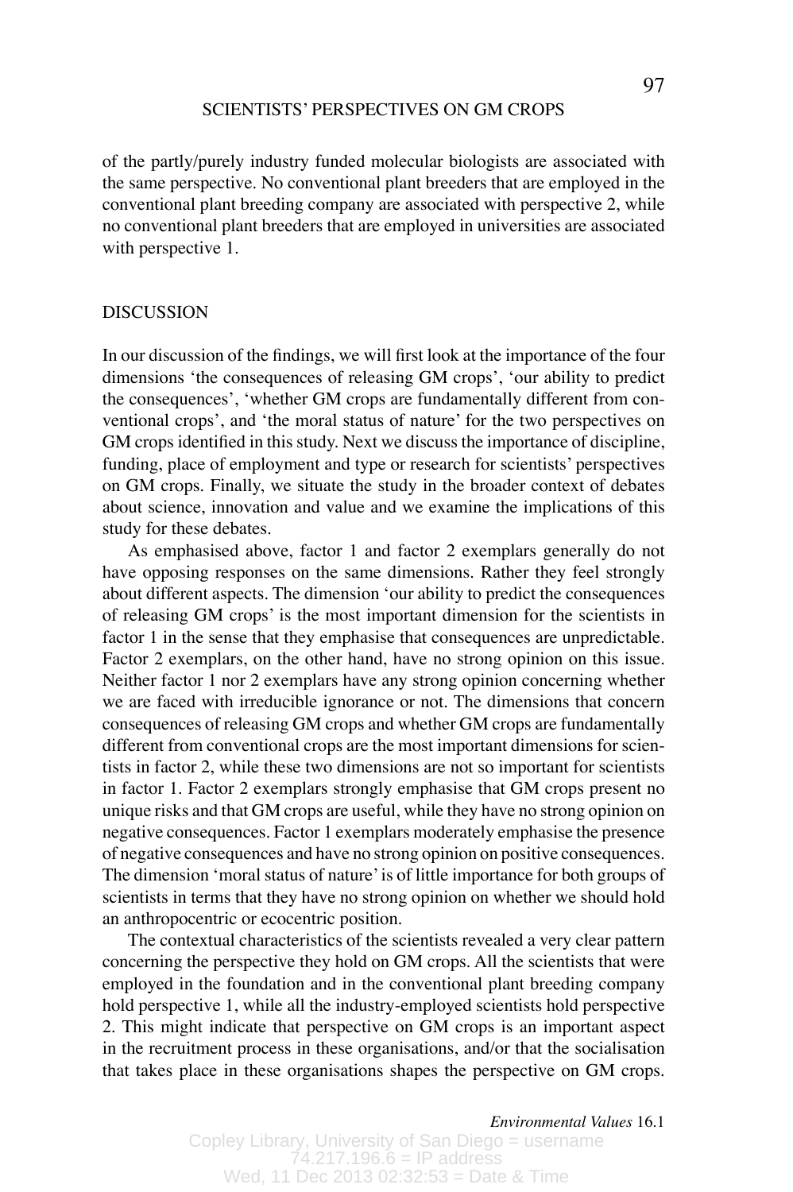of the partly/purely industry funded molecular biologists are associated with the same perspective. No conventional plant breeders that are employed in the conventional plant breeding company are associated with perspective 2, while no conventional plant breeders that are employed in universities are associated with perspective 1.

## DISCUSSION

In our discussion of the findings, we will first look at the importance of the four dimensions 'the consequences of releasing GM crops', 'our ability to predict the consequences', 'whether GM crops are fundamentally different from conventional crops', and 'the moral status of nature' for the two perspectives on GM crops identified in this study. Next we discuss the importance of discipline, funding, place of employment and type or research for scientists' perspectives on GM crops. Finally, we situate the study in the broader context of debates about science, innovation and value and we examine the implications of this study for these debates.

As emphasised above, factor 1 and factor 2 exemplars generally do not have opposing responses on the same dimensions. Rather they feel strongly about different aspects. The dimension 'our ability to predict the consequences of releasing GM crops' is the most important dimension for the scientists in factor 1 in the sense that they emphasise that consequences are unpredictable. Factor 2 exemplars, on the other hand, have no strong opinion on this issue. Neither factor 1 nor 2 exemplars have any strong opinion concerning whether we are faced with irreducible ignorance or not. The dimensions that concern consequences of releasing GM crops and whether GM crops are fundamentally different from conventional crops are the most important dimensions for scientists in factor 2, while these two dimensions are not so important for scientists in factor 1. Factor 2 exemplars strongly emphasise that GM crops present no unique risks and that GM crops are useful, while they have no strong opinion on negative consequences. Factor 1 exemplars moderately emphasise the presence of negative consequences and have no strong opinion on positive consequences. The dimension 'moral status of nature' is of little importance for both groups of scientists in terms that they have no strong opinion on whether we should hold an anthropocentric or ecocentric position.

The contextual characteristics of the scientists revealed a very clear pattern concerning the perspective they hold on GM crops. All the scientists that were employed in the foundation and in the conventional plant breeding company hold perspective 1, while all the industry-employed scientists hold perspective 2. This might indicate that perspective on GM crops is an important aspect in the recruitment process in these organisations, and/or that the socialisation that takes place in these organisations shapes the perspective on GM crops.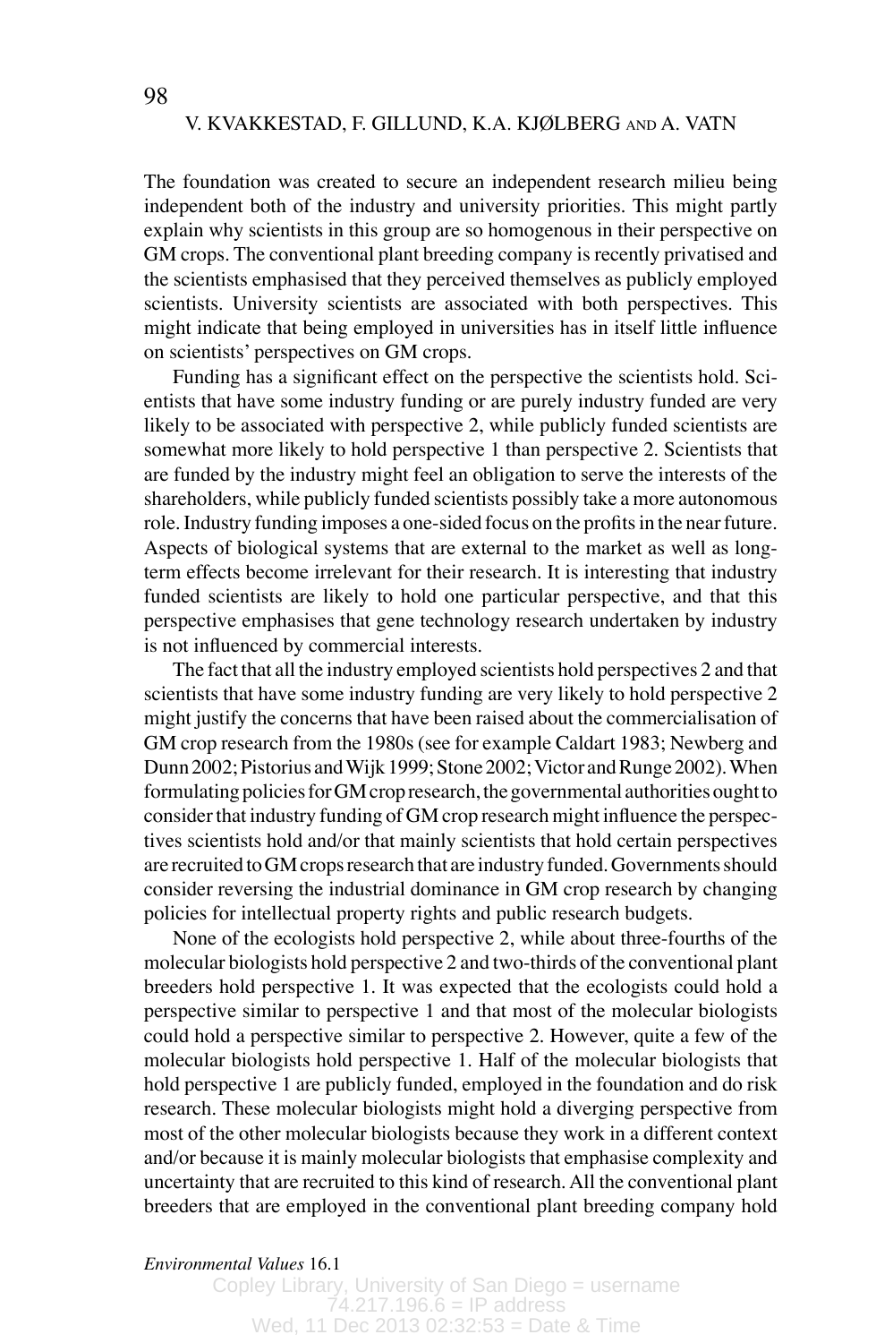The foundation was created to secure an independent research milieu being independent both of the industry and university priorities. This might partly explain why scientists in this group are so homogenous in their perspective on GM crops. The conventional plant breeding company is recently privatised and the scientists emphasised that they perceived themselves as publicly employed scientists. University scientists are associated with both perspectives. This might indicate that being employed in universities has in itself little influence on scientists' perspectives on GM crops.

Funding has a significant effect on the perspective the scientists hold. Scientists that have some industry funding or are purely industry funded are very likely to be associated with perspective 2, while publicly funded scientists are somewhat more likely to hold perspective 1 than perspective 2. Scientists that are funded by the industry might feel an obligation to serve the interests of the shareholders, while publicly funded scientists possibly take a more autonomous role. Industry funding imposes a one-sided focus on the profits in the near future. Aspects of biological systems that are external to the market as well as long-term effects become irrelevant for their research. It is interesting that industry funded scientists are likely to hold one particular perspective, and that this perspective emphasises that gene technology research undertaken by industry is not influenced by commercial interests.

The fact that all the industry employed scientists hold perspectives 2 and that scientists that have some industry funding are very likely to hold perspective 2 might justify the concerns that have been raised about the commercialisation of GM crop research from the 1980s (see for example Caldart 1983; Newberg and Dunn 2002; Pistorius and Wijk 1999; Stone 2002; Victor and Runge 2002). When formulating policies for GM crop research, the governmental authorities ought to consider that industry funding of GM crop research might influence the perspectives scientists hold and/or that mainly scientists that hold certain perspectives are recruited to GM crops research that are industry funded. Governments should consider reversing the industrial dominance in GM crop research by changing policies for intellectual property rights and public research budgets.

None of the ecologists hold perspective 2, while about three-fourths of the molecular biologists hold perspective 2 and two-thirds of the conventional plant breeders hold perspective 1. It was expected that the ecologists could hold a perspective similar to perspective 1 and that most of the molecular biologists could hold a perspective similar to perspective 2. However, quite a few of the molecular biologists hold perspective 1. Half of the molecular biologists that hold perspective 1 are publicly funded, employed in the foundation and do risk research. These molecular biologists might hold a diverging perspective from most of the other molecular biologists because they work in a different context and/or because it is mainly molecular biologists that emphasise complexity and uncertainty that are recruited to this kind of research. All the conventional plant breeders that are employed in the conventional plant breeding company hold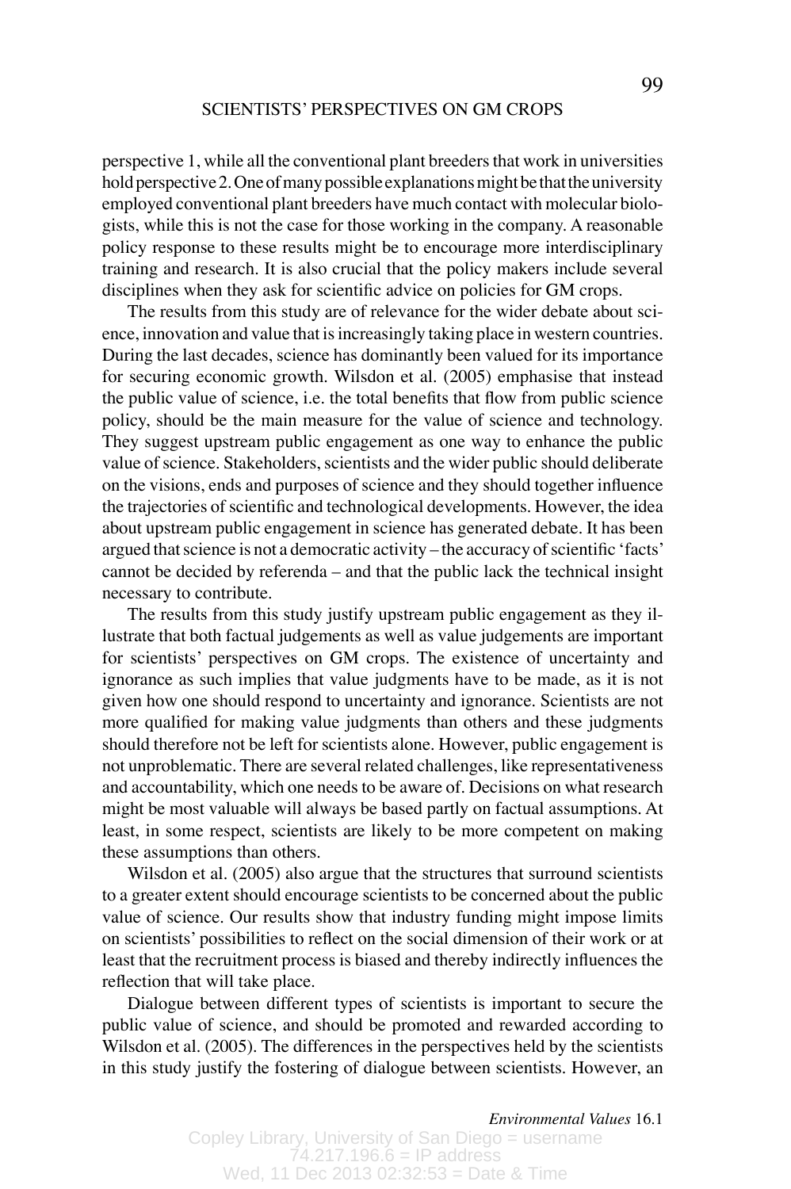perspective 1, while all the conventional plant breeders that work in universities hold perspective 2. One of many possible explanations might be that the university employed conventional plant breeders have much contact with molecular biologists, while this is not the case for those working in the company. A reasonable policy response to these results might be to encourage more interdisciplinary training and research. It is also crucial that the policy makers include several disciplines when they ask for scientific advice on policies for GM crops.

The results from this study are of relevance for the wider debate about science, innovation and value that is increasingly taking place in western countries. During the last decades, science has dominantly been valued for its importance for securing economic growth. Wilsdon et al. (2005) emphasise that instead the public value of science, i.e. the total benefits that flow from public science policy, should be the main measure for the value of science and technology. They suggest upstream public engagement as one way to enhance the public value of science. Stakeholders, scientists and the wider public should deliberate on the visions, ends and purposes of science and they should together influence the trajectories of scientific and technological developments. However, the idea about upstream public engagement in science has generated debate. It has been argued that science is not a democratic activity – the accuracy of scientific 'facts' cannot be decided by referenda – and that the public lack the technical insight necessary to contribute.

The results from this study justify upstream public engagement as they illustrate that both factual judgements as well as value judgements are important for scientists' perspectives on GM crops. The existence of uncertainty and ignorance as such implies that value judgments have to be made, as it is not given how one should respond to uncertainty and ignorance. Scientists are not more qualified for making value judgments than others and these judgments should therefore not be left for scientists alone. However, public engagement is not unproblematic. There are several related challenges, like representativeness and accountability, which one needs to be aware of. Decisions on what research might be most valuable will always be based partly on factual assumptions. At least, in some respect, scientists are likely to be more competent on making these assumptions than others.

Wilsdon et al. (2005) also argue that the structures that surround scientists to a greater extent should encourage scientists to be concerned about the public value of science. Our results show that industry funding might impose limits on scientists' possibilities to reflect on the social dimension of their work or at least that the recruitment process is biased and thereby indirectly influences the reflection that will take place.

Dialogue between different types of scientists is important to secure the public value of science, and should be promoted and rewarded according to Wilsdon et al. (2005). The differences in the perspectives held by the scientists in this study justify the fostering of dialogue between scientists. However, an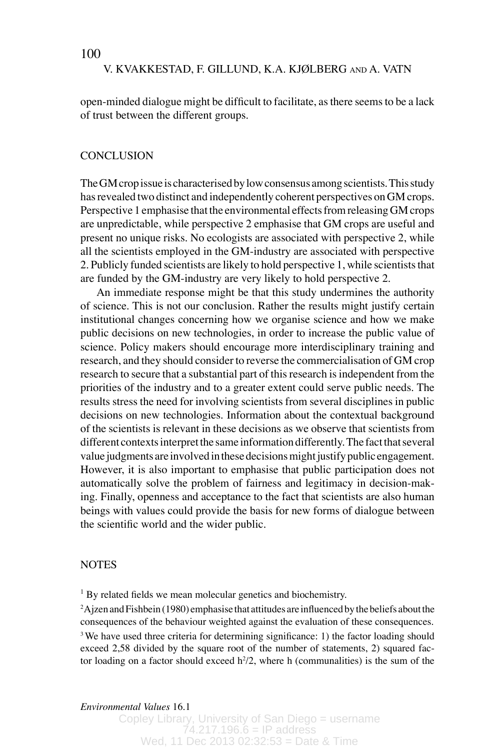open-minded dialogue might be difficult to facilitate, as there seems to be a lack of trust between the different groups.

## CONCLUSION

The GM crop issue is characterised by low consensus among scientists. This study has revealed two distinct and independently coherent perspectives on GM crops. Perspective 1 emphasise that the environmental effects from releasing GM crops are unpredictable, while perspective 2 emphasise that GM crops are useful and present no unique risks. No ecologists are associated with perspective 2, while all the scientists employed in the GM-industry are associated with perspective 2. Publicly funded scientists are likely to hold perspective 1, while scientists that are funded by the GM-industry are very likely to hold perspective 2.

An immediate response might be that this study undermines the authority of science. This is not our conclusion. Rather the results might justify certain institutional changes concerning how we organise science and how we make public decisions on new technologies, in order to increase the public value of science. Policy makers should encourage more interdisciplinary training and research, and they should consider to reverse the commercialisation of GM crop research to secure that a substantial part of this research is independent from the priorities of the industry and to a greater extent could serve public needs. The results stress the need for involving scientists from several disciplines in public decisions on new technologies. Information about the contextual background of the scientists is relevant in these decisions as we observe that scientists from different contexts interpret the same information differently. The fact that several value judgments are involved in these decisions might justify public engagement. However, it is also important to emphasise that public participation does not automatically solve the problem of fairness and legitimacy in decision-making. Finally, openness and acceptance to the fact that scientists are also human beings with values could provide the basis for new forms of dialogue between the scientific world and the wider public.

## NOTES

[1] By related fields we mean molecular genetics and biochemistry.

[2] Ajzen and Fishbein (1980) emphasise that attitudes are influenced by the beliefs about the consequences of the behaviour weighted against the evaluation of these consequences.

[3] We have used three criteria for determining significance: 1) the factor loading should exceed 2,58 divided by the square root of the number of statements, 2) squared factor loading on a factor should exceed $h^2/2$, where h (communalities) is the sum of the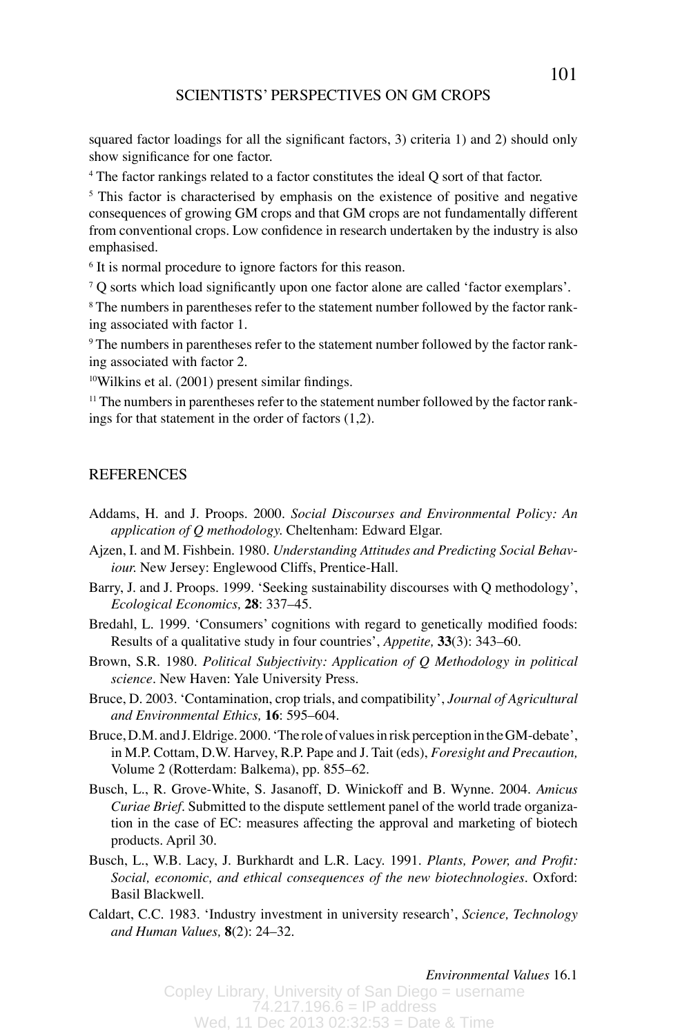squared factor loadings for all the significant factors, 3) criteria 1) and 2) should only show significance for one factor.

[4] The factor rankings related to a factor constitutes the ideal Q sort of that factor.

[5] This factor is characterised by emphasis on the existence of positive and negative consequences of growing GM crops and that GM crops are not fundamentally different from conventional crops. Low confidence in research undertaken by the industry is also emphasised.

[6] It is normal procedure to ignore factors for this reason.

[7] Q sorts which load significantly upon one factor alone are called 'factor exemplars'.

[8] The numbers in parentheses refer to the statement number followed by the factor ranking associated with factor 1.

[9] The numbers in parentheses refer to the statement number followed by the factor ranking associated with factor 2.

[10] Wilkins et al. (2001) present similar findings.

[11] The numbers in parentheses refer to the statement number followed by the factor rankings for that statement in the order of factors (1,2).

## REFERENCES

Addams, H. and J. Proops. 2000. *Social Discourses and Environmental Policy: An application of Q methodology.* Cheltenham: Edward Elgar.

Ajzen, I. and M. Fishbein. 1980. *Understanding Attitudes and Predicting Social Behaviour.* New Jersey: Englewood Cliffs, Prentice-Hall.

Barry, J. and J. Proops. 1999. 'Seeking sustainability discourses with Q methodology', *Ecological Economics,* **28**: 337–45.

Bredahl, L. 1999. 'Consumers' cognitions with regard to genetically modified foods: Results of a qualitative study in four countries', *Appetite,* **33**(3): 343–60.

Brown, S.R. 1980. *Political Subjectivity: Application of Q Methodology in political science*. New Haven: Yale University Press.

Bruce, D. 2003. 'Contamination, crop trials, and compatibility', *Journal of Agricultural and Environmental Ethics,* **16**: 595–604.

Bruce, D.M. and J. Eldrige. 2000. 'The role of values in risk perception in the GM-debate', in M.P. Cottam, D.W. Harvey, R.P. Pape and J. Tait (eds), *Foresight and Precaution,* Volume 2 (Rotterdam: Balkema), pp. 855–62.

Busch, L., R. Grove-White, S. Jasanoff, D. Winickoff and B. Wynne. 2004. *Amicus Curiae Brief*. Submitted to the dispute settlement panel of the world trade organization in the case of EC: measures affecting the approval and marketing of biotech products. April 30.

Busch, L., W.B. Lacy, J. Burkhardt and L.R. Lacy. 1991. *Plants, Power, and Profit: Social, economic, and ethical consequences of the new biotechnologies*. Oxford: Basil Blackwell.

Caldart, C.C. 1983. 'Industry investment in university research', *Science, Technology and Human Values,* **8**(2): 24–32.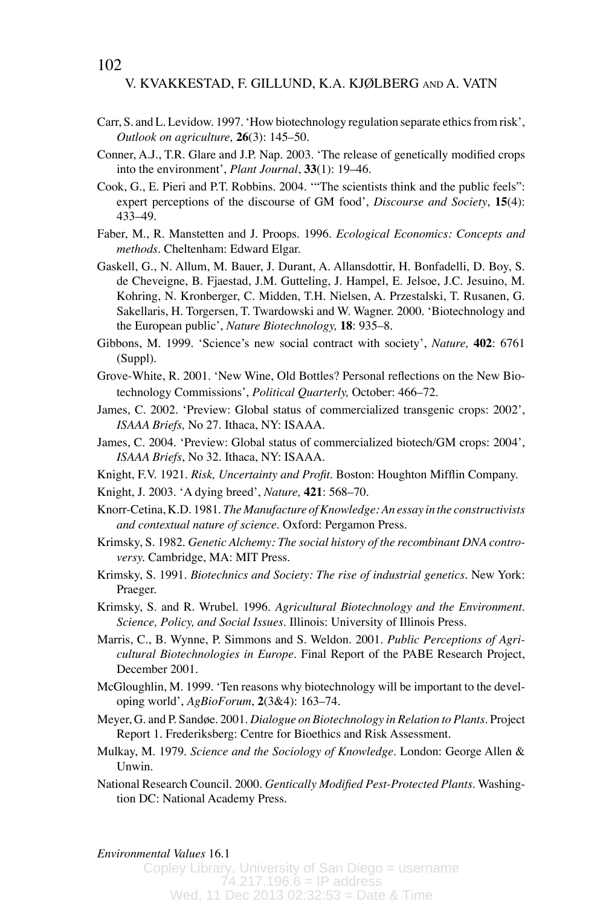Carr, S. and L. Levidow. 1997. 'How biotechnology regulation separate ethics from risk', *Outlook on agriculture,* **26**(3): 145–50.

Conner, A.J., T.R. Glare and J.P. Nap. 2003. 'The release of genetically modified crops into the environment', *Plant Journal*, **33**(1): 19–46.

Cook, G., E. Pieri and P.T. Robbins. 2004. '"The scientists think and the public feels": expert perceptions of the discourse of GM food', *Discourse and Society*, **15**(4): 433–49.

Faber, M., R. Manstetten and J. Proops. 1996. *Ecological Economics: Concepts and methods*. Cheltenham: Edward Elgar.

Gaskell, G., N. Allum, M. Bauer, J. Durant, A. Allansdottir, H. Bonfadelli, D. Boy, S. de Cheveigne, B. Fjaestad, J.M. Gutteling, J. Hampel, E. Jelsoe, J.C. Jesuino, M. Kohring, N. Kronberger, C. Midden, T.H. Nielsen, A. Przestalski, T. Rusanen, G. Sakellaris, H. Torgersen, T. Twardowski and W. Wagner. 2000. 'Biotechnology and the European public', *Nature Biotechnology,* **18**: 935–8.

Gibbons, M. 1999. 'Science's new social contract with society', *Nature,* **402**: 6761 (Suppl).

Grove-White, R. 2001. 'New Wine, Old Bottles? Personal reflections on the New Biotechnology Commissions', *Political Quarterly,* October: 466–72.

James, C. 2002. 'Preview: Global status of commercialized transgenic crops: 2002', *ISAAA Briefs,* No 27. Ithaca, NY: ISAAA.

James, C. 2004. 'Preview: Global status of commercialized biotech/GM crops: 2004', *ISAAA Briefs*, No 32. Ithaca, NY: ISAAA.

Knight, F.V. 1921. *Risk, Uncertainty and Profit*. Boston: Houghton Mifflin Company.

Knight, J. 2003. 'A dying breed', *Nature,* **421**: 568–70.

Knorr-Cetina, K.D. 1981. *The Manufacture of Knowledge: An essay in the constructivists and contextual nature of science*. Oxford: Pergamon Press.

Krimsky, S. 1982. *Genetic Alchemy: The social history of the recombinant DNA controversy.* Cambridge, MA: MIT Press.

Krimsky, S. 1991. *Biotechnics and Society: The rise of industrial genetics*. New York: Praeger.

Krimsky, S. and R. Wrubel. 1996. *Agricultural Biotechnology and the Environment. Science, Policy, and Social Issues*. Illinois: University of Illinois Press.

Marris, C., B. Wynne, P. Simmons and S. Weldon. 2001. *Public Perceptions of Agricultural Biotechnologies in Europe*. Final Report of the PABE Research Project, December 2001.

McGloughlin, M. 1999. 'Ten reasons why biotechnology will be important to the developing world', *AgBioForum*, **2**(3&4): 163–74.

Meyer, G. and P. Sandøe. 2001. *Dialogue on Biotechnology in Relation to Plants*. Project Report 1. Frederiksberg: Centre for Bioethics and Risk Assessment.

Mulkay, M. 1979. *Science and the Sociology of Knowledge*. London: George Allen & Unwin.

National Research Council. 2000. *Gentically Modified Pest-Protected Plants*. Washington DC: National Academy Press.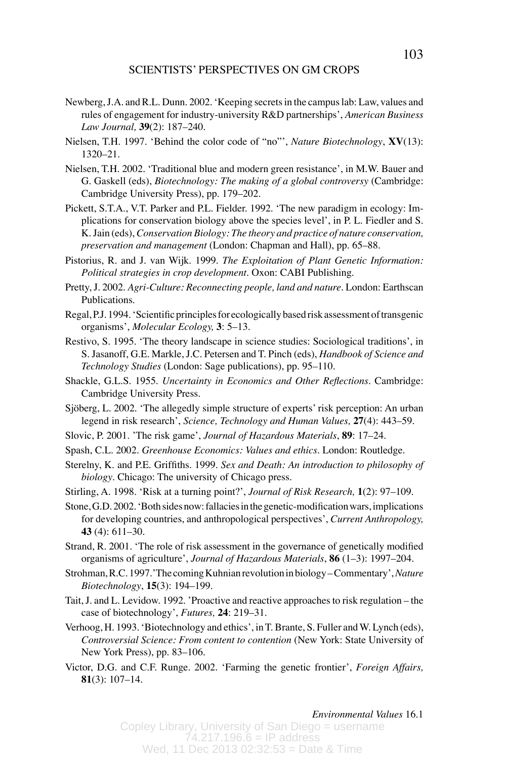Newberg, J.A. and R.L. Dunn. 2002. 'Keeping secrets in the campus lab: Law, values and rules of engagement for industry-university R&D partnerships', *American Business Law Journal,* **39**(2): 187–240.

Nielsen, T.H. 1997. 'Behind the color code of "no"', *Nature Biotechnology*, **XV**(13): 1320–21.

Nielsen, T.H. 2002. 'Traditional blue and modern green resistance', in M.W. Bauer and G. Gaskell (eds), *Biotechnology: The making of a global controversy* (Cambridge: Cambridge University Press), pp. 179–202.

Pickett, S.T.A., V.T. Parker and P.L. Fielder. 1992. 'The new paradigm in ecology: Implications for conservation biology above the species level', in P. L. Fiedler and S. K. Jain (eds), *Conservation Biology: The theory and practice of nature conservation, preservation and management* (London: Chapman and Hall), pp. 65–88.

Pistorius, R. and J. van Wijk. 1999. *The Exploitation of Plant Genetic Information: Political strategies in crop development*. Oxon: CABI Publishing.

Pretty, J. 2002. *Agri-Culture: Reconnecting people, land and nature*. London: Earthscan Publications.

Regal, P.J. 1994. 'Scientific principles for ecologically based risk assessment of transgenic organisms', *Molecular Ecology,* **3**: 5–13.

Restivo, S. 1995. 'The theory landscape in science studies: Sociological traditions', in S. Jasanoff, G.E. Markle, J.C. Petersen and T. Pinch (eds), *Handbook of Science and Technology Studies* (London: Sage publications), pp. 95–110.

Shackle, G.L.S. 1955. *Uncertainty in Economics and Other Reflections*. Cambridge: Cambridge University Press.

Sjöberg, L. 2002. 'The allegedly simple structure of experts' risk perception: An urban legend in risk research', *Science, Technology and Human Values,* **27**(4): 443–59.

Slovic, P. 2001. 'The risk game', *Journal of Hazardous Materials*, **89**: 17–24.

Spash, C.L. 2002. *Greenhouse Economics: Values and ethics*. London: Routledge.

Sterelny, K. and P.E. Griffiths. 1999. *Sex and Death: An introduction to philosophy of biology*. Chicago: The university of Chicago press.

Stirling, A. 1998. 'Risk at a turning point?', *Journal of Risk Research,* **1**(2): 97–109.

Stone, G.D. 2002. 'Both sides now: fallacies in the genetic-modification wars, implications for developing countries, and anthropological perspectives', *Current Anthropology,* **43** (4): 611–30.

Strand, R. 2001. 'The role of risk assessment in the governance of genetically modified organisms of agriculture', *Journal of Hazardous Materials*, **86** (1–3): 1997–204.

Strohman, R.C. 1997. 'The coming Kuhnian revolution in biology – Commentary', *Nature Biotechnology*, **15**(3): 194–199.

Tait, J. and L. Levidow. 1992. 'Proactive and reactive approaches to risk regulation – the case of biotechnology', *Futures,* **24**: 219–31.

Verhoog, H. 1993. 'Biotechnology and ethics', in T. Brante, S. Fuller and W. Lynch (eds), *Controversial Science: From content to contention* (New York: State University of New York Press), pp. 83–106.

Victor, D.G. and C.F. Runge. 2002. 'Farming the genetic frontier', *Foreign Affairs,* **81**(3): 107–14.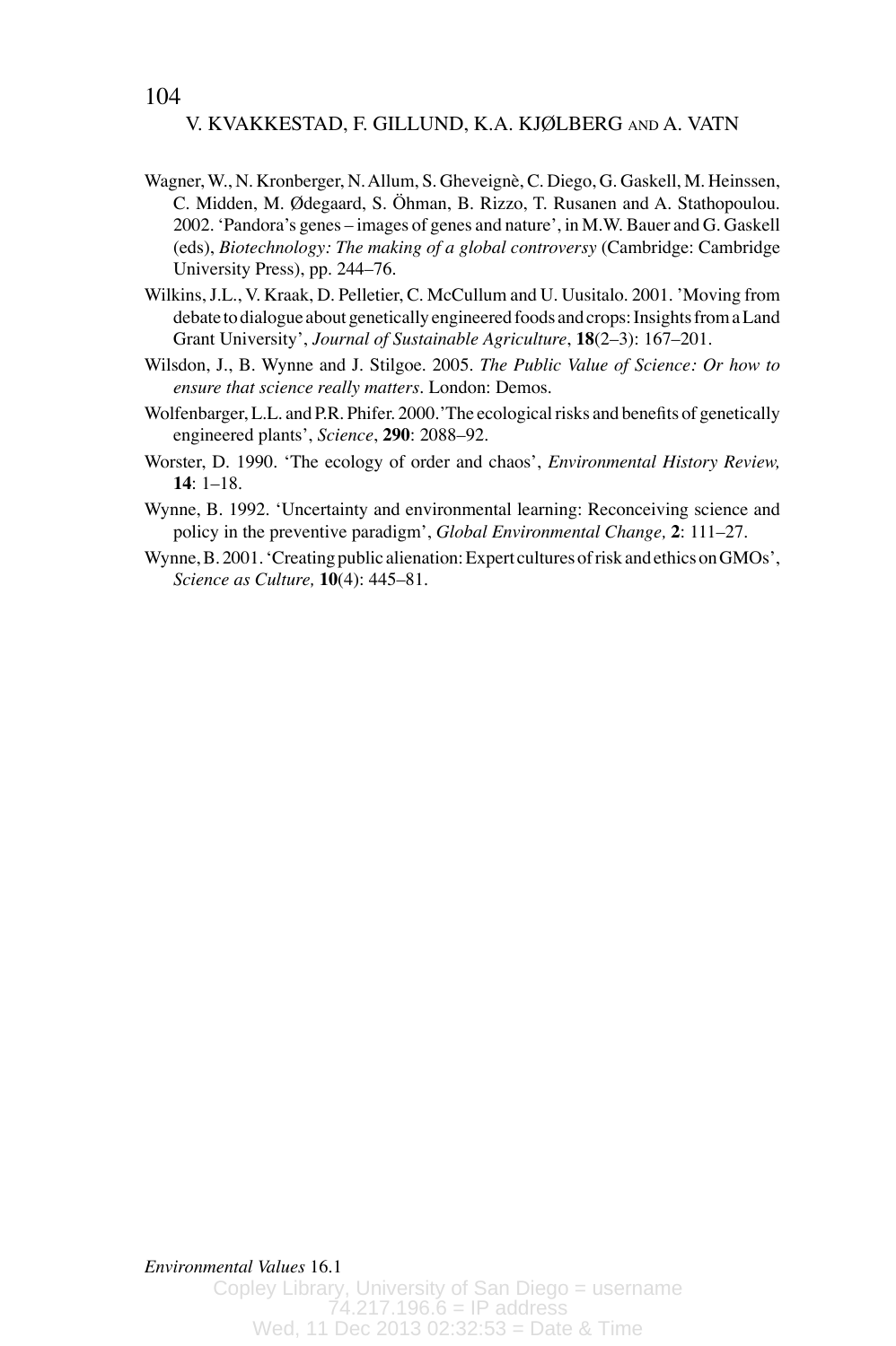Wagner, W., N. Kronberger, N. Allum, S. Gheveignè, C. Diego, G. Gaskell, M. Heinssen, C. Midden, M. Ødegaard, S. Öhman, B. Rizzo, T. Rusanen and A. Stathopoulou. 2002. 'Pandora's genes – images of genes and nature', in M.W. Bauer and G. Gaskell (eds), *Biotechnology: The making of a global controversy* (Cambridge: Cambridge University Press), pp. 244–76.

Wilkins, J.L., V. Kraak, D. Pelletier, C. McCullum and U. Uusitalo. 2001. 'Moving from debate to dialogue about genetically engineered foods and crops: Insights from a Land Grant University', *Journal of Sustainable Agriculture*, **18**(2–3): 167–201.

Wilsdon, J., B. Wynne and J. Stilgoe. 2005. *The Public Value of Science: Or how to ensure that science really matters*. London: Demos.

Wolfenbarger, L.L. and P.R. Phifer. 2000. 'The ecological risks and benefits of genetically engineered plants', *Science*, **290**: 2088–92.

Worster, D. 1990. 'The ecology of order and chaos', *Environmental History Review,* **14**: 1–18.

Wynne, B. 1992. 'Uncertainty and environmental learning: Reconceiving science and policy in the preventive paradigm', *Global Environmental Change,* **2**: 111–27.

Wynne, B. 2001. 'Creating public alienation: Expert cultures of risk and ethics on GMOs', *Science as Culture,* **10**(4): 445–81.